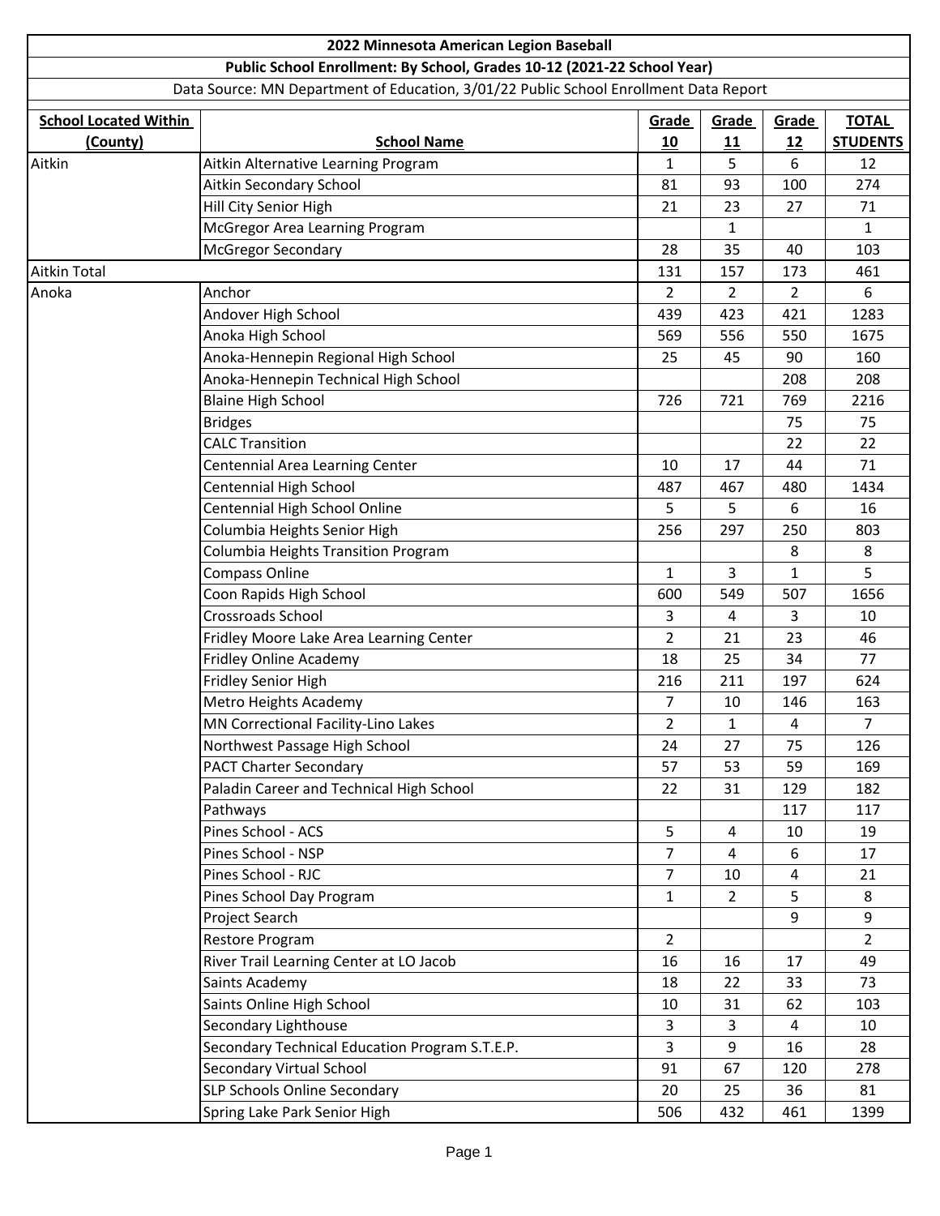**2022 Minnesota American Legion Baseball**

**Public School Enrollment: By School, Grades 10-12 (2021-22 School Year)**

Data Source: MN Department of Education, 3/01/22 Public School Enrollment Data Report

| School Located Within (County) | School Name | Grade 10 | Grade 11 | Grade 12 | TOTAL STUDENTS |
|---|---|---|---|---|---|
| Aitkin | Aitkin Alternative Learning Program | 1 | 5 | 6 | 12 |
| | Aitkin Secondary School | 81 | 93 | 100 | 274 |
| | Hill City Senior High | 21 | 23 | 27 | 71 |
| | McGregor Area Learning Program | | 1 | | 1 |
| | McGregor Secondary | 28 | 35 | 40 | 103 |
| Aitkin Total | | 131 | 157 | 173 | 461 |
| Anoka | Anchor | 2 | 2 | 2 | 6 |
| | Andover High School | 439 | 423 | 421 | 1283 |
| | Anoka High School | 569 | 556 | 550 | 1675 |
| | Anoka-Hennepin Regional High School | 25 | 45 | 90 | 160 |
| | Anoka-Hennepin Technical High School | | | 208 | 208 |
| | Blaine High School | 726 | 721 | 769 | 2216 |
| | Bridges | | | 75 | 75 |
| | CALC Transition | | | 22 | 22 |
| | Centennial Area Learning Center | 10 | 17 | 44 | 71 |
| | Centennial High School | 487 | 467 | 480 | 1434 |
| | Centennial High School Online | 5 | 5 | 6 | 16 |
| | Columbia Heights Senior High | 256 | 297 | 250 | 803 |
| | Columbia Heights Transition Program | | | 8 | 8 |
| | Compass Online | 1 | 3 | 1 | 5 |
| | Coon Rapids High School | 600 | 549 | 507 | 1656 |
| | Crossroads School | 3 | 4 | 3 | 10 |
| | Fridley Moore Lake Area Learning Center | 2 | 21 | 23 | 46 |
| | Fridley Online Academy | 18 | 25 | 34 | 77 |
| | Fridley Senior High | 216 | 211 | 197 | 624 |
| | Metro Heights Academy | 7 | 10 | 146 | 163 |
| | MN Correctional Facility-Lino Lakes | 2 | 1 | 4 | 7 |
| | Northwest Passage High School | 24 | 27 | 75 | 126 |
| | PACT Charter Secondary | 57 | 53 | 59 | 169 |
| | Paladin Career and Technical High School | 22 | 31 | 129 | 182 |
| | Pathways | | | 117 | 117 |
| | Pines School - ACS | 5 | 4 | 10 | 19 |
| | Pines School - NSP | 7 | 4 | 6 | 17 |
| | Pines School - RJC | 7 | 10 | 4 | 21 |
| | Pines School Day Program | 1 | 2 | 5 | 8 |
| | Project Search | | | 9 | 9 |
| | Restore Program | 2 | | | 2 |
| | River Trail Learning Center at LO Jacob | 16 | 16 | 17 | 49 |
| | Saints Academy | 18 | 22 | 33 | 73 |
| | Saints Online High School | 10 | 31 | 62 | 103 |
| | Secondary Lighthouse | 3 | 3 | 4 | 10 |
| | Secondary Technical Education Program S.T.E.P. | 3 | 9 | 16 | 28 |
| | Secondary Virtual School | 91 | 67 | 120 | 278 |
| | SLP Schools Online Secondary | 20 | 25 | 36 | 81 |
| | Spring Lake Park Senior High | 506 | 432 | 461 | 1399 |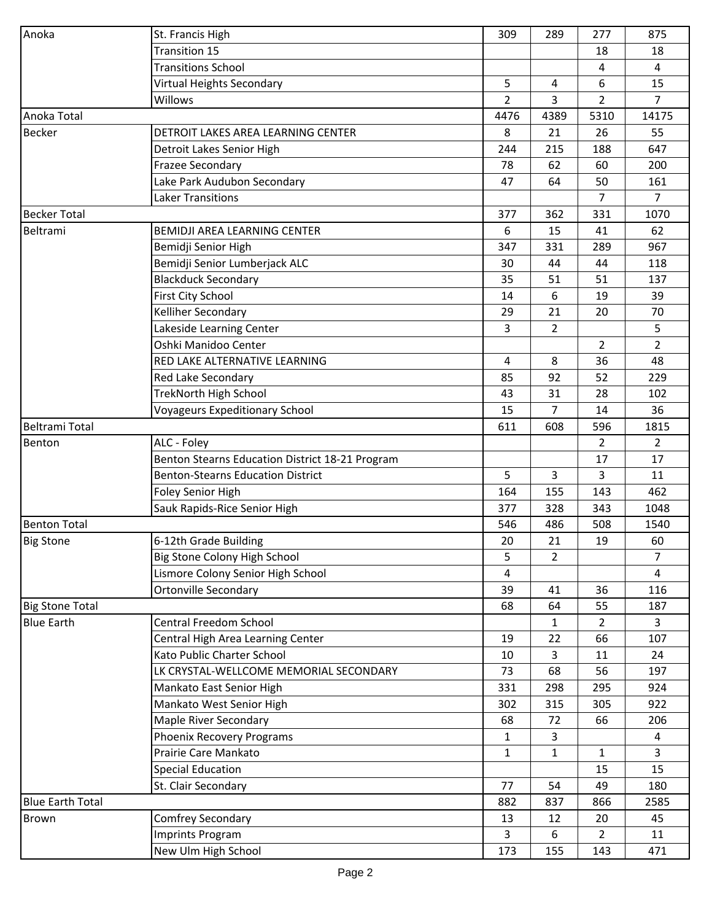| | | | | | |
|---|---|---|---|---|---|
| Anoka | St. Francis High | 309 | 289 | 277 | 875 |
| | Transition 15 | | | 18 | 18 |
| | Transitions School | | | 4 | 4 |
| | Virtual Heights Secondary | 5 | 4 | 6 | 15 |
| | Willows | 2 | 3 | 2 | 7 |
| Anoka Total | | 4476 | 4389 | 5310 | 14175 |
| Becker | DETROIT LAKES AREA LEARNING CENTER | 8 | 21 | 26 | 55 |
| | Detroit Lakes Senior High | 244 | 215 | 188 | 647 |
| | Frazee Secondary | 78 | 62 | 60 | 200 |
| | Lake Park Audubon Secondary | 47 | 64 | 50 | 161 |
| | Laker Transitions | | | 7 | 7 |
| Becker Total | | 377 | 362 | 331 | 1070 |
| Beltrami | BEMIDJI AREA LEARNING CENTER | 6 | 15 | 41 | 62 |
| | Bemidji Senior High | 347 | 331 | 289 | 967 |
| | Bemidji Senior Lumberjack ALC | 30 | 44 | 44 | 118 |
| | Blackduck Secondary | 35 | 51 | 51 | 137 |
| | First City School | 14 | 6 | 19 | 39 |
| | Kelliher Secondary | 29 | 21 | 20 | 70 |
| | Lakeside Learning Center | 3 | 2 | | 5 |
| | Oshki Manidoo Center | | | 2 | 2 |
| | RED LAKE ALTERNATIVE LEARNING | 4 | 8 | 36 | 48 |
| | Red Lake Secondary | 85 | 92 | 52 | 229 |
| | TrekNorth High School | 43 | 31 | 28 | 102 |
| | Voyageurs Expeditionary School | 15 | 7 | 14 | 36 |
| Beltrami Total | | 611 | 608 | 596 | 1815 |
| Benton | ALC - Foley | | | 2 | 2 |
| | Benton Stearns Education District 18-21 Program | | | 17 | 17 |
| | Benton-Stearns Education District | 5 | 3 | 3 | 11 |
| | Foley Senior High | 164 | 155 | 143 | 462 |
| | Sauk Rapids-Rice Senior High | 377 | 328 | 343 | 1048 |
| Benton Total | | 546 | 486 | 508 | 1540 |
| Big Stone | 6-12th Grade Building | 20 | 21 | 19 | 60 |
| | Big Stone Colony High School | 5 | 2 | | 7 |
| | Lismore Colony Senior High School | 4 | | | 4 |
| | Ortonville Secondary | 39 | 41 | 36 | 116 |
| Big Stone Total | | 68 | 64 | 55 | 187 |
| Blue Earth | Central Freedom School | | 1 | 2 | 3 |
| | Central High Area Learning Center | 19 | 22 | 66 | 107 |
| | Kato Public Charter School | 10 | 3 | 11 | 24 |
| | LK CRYSTAL-WELLCOME MEMORIAL SECONDARY | 73 | 68 | 56 | 197 |
| | Mankato East Senior High | 331 | 298 | 295 | 924 |
| | Mankato West Senior High | 302 | 315 | 305 | 922 |
| | Maple River Secondary | 68 | 72 | 66 | 206 |
| | Phoenix Recovery Programs | 1 | 3 | | 4 |
| | Prairie Care Mankato | 1 | 1 | 1 | 3 |
| | Special Education | | | 15 | 15 |
| | St. Clair Secondary | 77 | 54 | 49 | 180 |
| Blue Earth Total | | 882 | 837 | 866 | 2585 |
| Brown | Comfrey Secondary | 13 | 12 | 20 | 45 |
| | Imprints Program | 3 | 6 | 2 | 11 |
| | New Ulm High School | 173 | 155 | 143 | 471 |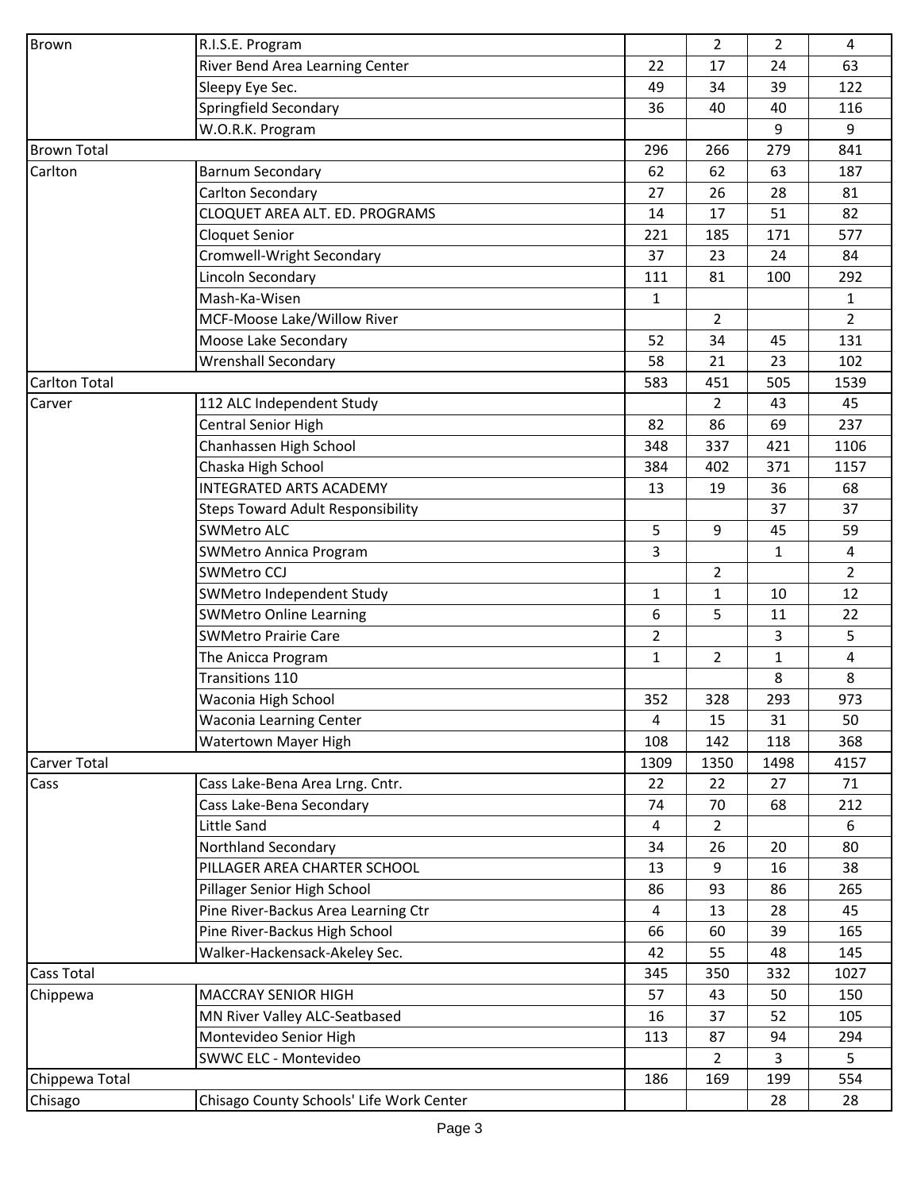| Brown | R.I.S.E. Program | | 2 | 2 | 4 |
|---|---|---|---|---|---|
| | River Bend Area Learning Center | 22 | 17 | 24 | 63 |
| | Sleepy Eye Sec. | 49 | 34 | 39 | 122 |
| | Springfield Secondary | 36 | 40 | 40 | 116 |
| | W.O.R.K. Program | | | 9 | 9 |
| Brown Total | | 296 | 266 | 279 | 841 |
| Carlton | Barnum Secondary | 62 | 62 | 63 | 187 |
| | Carlton Secondary | 27 | 26 | 28 | 81 |
| | CLOQUET AREA ALT. ED. PROGRAMS | 14 | 17 | 51 | 82 |
| | Cloquet Senior | 221 | 185 | 171 | 577 |
| | Cromwell-Wright Secondary | 37 | 23 | 24 | 84 |
| | Lincoln Secondary | 111 | 81 | 100 | 292 |
| | Mash-Ka-Wisen | 1 | | | 1 |
| | MCF-Moose Lake/Willow River | | 2 | | 2 |
| | Moose Lake Secondary | 52 | 34 | 45 | 131 |
| | Wrenshall Secondary | 58 | 21 | 23 | 102 |
| Carlton Total | | 583 | 451 | 505 | 1539 |
| Carver | 112 ALC Independent Study | | 2 | 43 | 45 |
| | Central Senior High | 82 | 86 | 69 | 237 |
| | Chanhassen High School | 348 | 337 | 421 | 1106 |
| | Chaska High School | 384 | 402 | 371 | 1157 |
| | INTEGRATED ARTS ACADEMY | 13 | 19 | 36 | 68 |
| | Steps Toward Adult Responsibility | | | 37 | 37 |
| | SWMetro ALC | 5 | 9 | 45 | 59 |
| | SWMetro Annica Program | 3 | | 1 | 4 |
| | SWMetro CCJ | | 2 | | 2 |
| | SWMetro Independent Study | 1 | 1 | 10 | 12 |
| | SWMetro Online Learning | 6 | 5 | 11 | 22 |
| | SWMetro Prairie Care | 2 | | 3 | 5 |
| | The Anicca Program | 1 | 2 | 1 | 4 |
| | Transitions 110 | | | 8 | 8 |
| | Waconia High School | 352 | 328 | 293 | 973 |
| | Waconia Learning Center | 4 | 15 | 31 | 50 |
| | Watertown Mayer High | 108 | 142 | 118 | 368 |
| Carver Total | | 1309 | 1350 | 1498 | 4157 |
| Cass | Cass Lake-Bena Area Lrng. Cntr. | 22 | 22 | 27 | 71 |
| | Cass Lake-Bena Secondary | 74 | 70 | 68 | 212 |
| | Little Sand | 4 | 2 | | 6 |
| | Northland Secondary | 34 | 26 | 20 | 80 |
| | PILLAGER AREA CHARTER SCHOOL | 13 | 9 | 16 | 38 |
| | Pillager Senior High School | 86 | 93 | 86 | 265 |
| | Pine River-Backus Area Learning Ctr | 4 | 13 | 28 | 45 |
| | Pine River-Backus High School | 66 | 60 | 39 | 165 |
| | Walker-Hackensack-Akeley Sec. | 42 | 55 | 48 | 145 |
| Cass Total | | 345 | 350 | 332 | 1027 |
| Chippewa | MACCRAY SENIOR HIGH | 57 | 43 | 50 | 150 |
| | MN River Valley ALC-Seatbased | 16 | 37 | 52 | 105 |
| | Montevideo Senior High | 113 | 87 | 94 | 294 |
| | SWWC ELC - Montevideo | | 2 | 3 | 5 |
| Chippewa Total | | 186 | 169 | 199 | 554 |
| Chisago | Chisago County Schools' Life Work Center | | | 28 | 28 |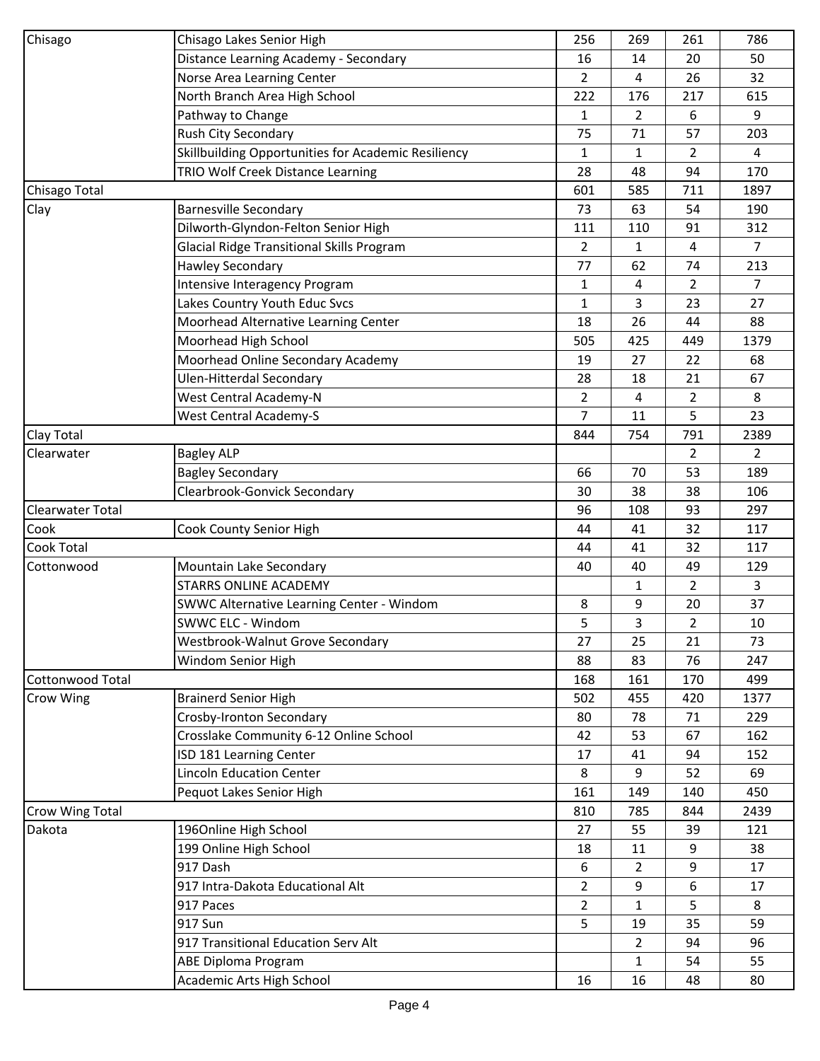| | | | | | |
|---|---|---|---|---|---|
| Chisago | Chisago Lakes Senior High | 256 | 269 | 261 | 786 |
| | Distance Learning Academy - Secondary | 16 | 14 | 20 | 50 |
| | Norse Area Learning Center | 2 | 4 | 26 | 32 |
| | North Branch Area High School | 222 | 176 | 217 | 615 |
| | Pathway to Change | 1 | 2 | 6 | 9 |
| | Rush City Secondary | 75 | 71 | 57 | 203 |
| | Skillbuilding Opportunities for Academic Resiliency | 1 | 1 | 2 | 4 |
| | TRIO Wolf Creek Distance Learning | 28 | 48 | 94 | 170 |
| Chisago Total | | 601 | 585 | 711 | 1897 |
| Clay | Barnesville Secondary | 73 | 63 | 54 | 190 |
| | Dilworth-Glyndon-Felton Senior High | 111 | 110 | 91 | 312 |
| | Glacial Ridge Transitional Skills Program | 2 | 1 | 4 | 7 |
| | Hawley Secondary | 77 | 62 | 74 | 213 |
| | Intensive Interagency Program | 1 | 4 | 2 | 7 |
| | Lakes Country Youth Educ Svcs | 1 | 3 | 23 | 27 |
| | Moorhead Alternative Learning Center | 18 | 26 | 44 | 88 |
| | Moorhead High School | 505 | 425 | 449 | 1379 |
| | Moorhead Online Secondary Academy | 19 | 27 | 22 | 68 |
| | Ulen-Hitterdal Secondary | 28 | 18 | 21 | 67 |
| | West Central Academy-N | 2 | 4 | 2 | 8 |
| | West Central Academy-S | 7 | 11 | 5 | 23 |
| Clay Total | | 844 | 754 | 791 | 2389 |
| Clearwater | Bagley ALP | | | 2 | 2 |
| | Bagley Secondary | 66 | 70 | 53 | 189 |
| | Clearbrook-Gonvick Secondary | 30 | 38 | 38 | 106 |
| Clearwater Total | | 96 | 108 | 93 | 297 |
| Cook | Cook County Senior High | 44 | 41 | 32 | 117 |
| Cook Total | | 44 | 41 | 32 | 117 |
| Cottonwood | Mountain Lake Secondary | 40 | 40 | 49 | 129 |
| | STARRS ONLINE ACADEMY | | 1 | 2 | 3 |
| | SWWC Alternative Learning Center - Windom | 8 | 9 | 20 | 37 |
| | SWWC ELC - Windom | 5 | 3 | 2 | 10 |
| | Westbrook-Walnut Grove Secondary | 27 | 25 | 21 | 73 |
| | Windom Senior High | 88 | 83 | 76 | 247 |
| Cottonwood Total | | 168 | 161 | 170 | 499 |
| Crow Wing | Brainerd Senior High | 502 | 455 | 420 | 1377 |
| | Crosby-Ironton Secondary | 80 | 78 | 71 | 229 |
| | Crosslake Community 6-12 Online School | 42 | 53 | 67 | 162 |
| | ISD 181 Learning Center | 17 | 41 | 94 | 152 |
| | Lincoln Education Center | 8 | 9 | 52 | 69 |
| | Pequot Lakes Senior High | 161 | 149 | 140 | 450 |
| Crow Wing Total | | 810 | 785 | 844 | 2439 |
| Dakota | 196Online High School | 27 | 55 | 39 | 121 |
| | 199 Online High School | 18 | 11 | 9 | 38 |
| | 917 Dash | 6 | 2 | 9 | 17 |
| | 917 Intra-Dakota Educational Alt | 2 | 9 | 6 | 17 |
| | 917 Paces | 2 | 1 | 5 | 8 |
| | 917 Sun | 5 | 19 | 35 | 59 |
| | 917 Transitional Education Serv Alt | | 2 | 94 | 96 |
| | ABE Diploma Program | | 1 | 54 | 55 |
| | Academic Arts High School | 16 | 16 | 48 | 80 |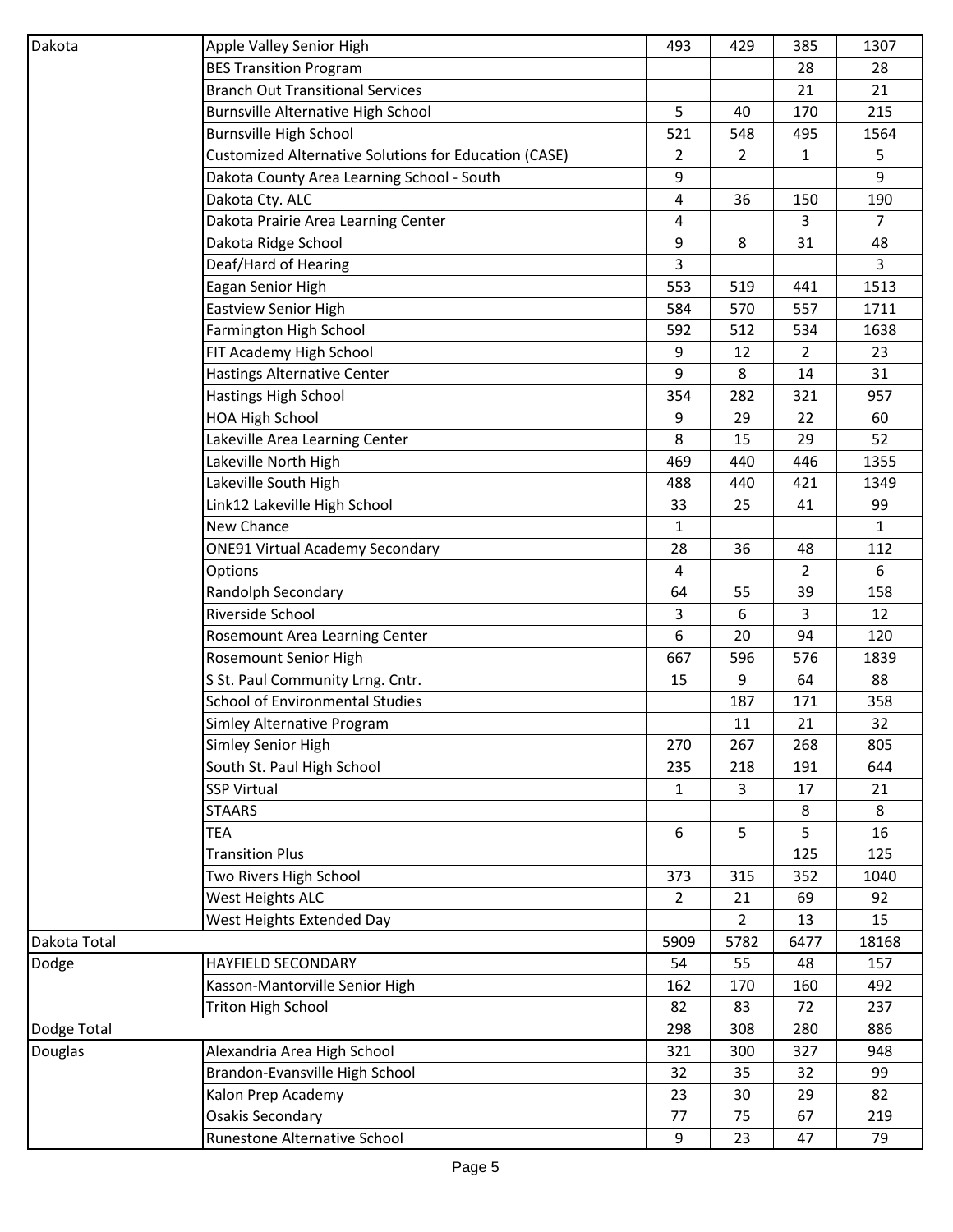| | | | | | |
|---|---|---|---|---|---|
| Dakota | Apple Valley Senior High | 493 | 429 | 385 | 1307 |
| | BES Transition Program | | | 28 | 28 |
| | Branch Out Transitional Services | | | 21 | 21 |
| | Burnsville Alternative High School | 5 | 40 | 170 | 215 |
| | Burnsville High School | 521 | 548 | 495 | 1564 |
| | Customized Alternative Solutions for Education (CASE) | 2 | 2 | 1 | 5 |
| | Dakota County Area Learning School - South | 9 | | | 9 |
| | Dakota Cty. ALC | 4 | 36 | 150 | 190 |
| | Dakota Prairie Area Learning Center | 4 | | 3 | 7 |
| | Dakota Ridge School | 9 | 8 | 31 | 48 |
| | Deaf/Hard of Hearing | 3 | | | 3 |
| | Eagan Senior High | 553 | 519 | 441 | 1513 |
| | Eastview Senior High | 584 | 570 | 557 | 1711 |
| | Farmington High School | 592 | 512 | 534 | 1638 |
| | FIT Academy High School | 9 | 12 | 2 | 23 |
| | Hastings Alternative Center | 9 | 8 | 14 | 31 |
| | Hastings High School | 354 | 282 | 321 | 957 |
| | HOA High School | 9 | 29 | 22 | 60 |
| | Lakeville Area Learning Center | 8 | 15 | 29 | 52 |
| | Lakeville North High | 469 | 440 | 446 | 1355 |
| | Lakeville South High | 488 | 440 | 421 | 1349 |
| | Link12 Lakeville High School | 33 | 25 | 41 | 99 |
| | New Chance | 1 | | | 1 |
| | ONE91 Virtual Academy Secondary | 28 | 36 | 48 | 112 |
| | Options | 4 | | 2 | 6 |
| | Randolph Secondary | 64 | 55 | 39 | 158 |
| | Riverside School | 3 | 6 | 3 | 12 |
| | Rosemount Area Learning Center | 6 | 20 | 94 | 120 |
| | Rosemount Senior High | 667 | 596 | 576 | 1839 |
| | S St. Paul Community Lrng. Cntr. | 15 | 9 | 64 | 88 |
| | School of Environmental Studies | | 187 | 171 | 358 |
| | Simley Alternative Program | | 11 | 21 | 32 |
| | Simley Senior High | 270 | 267 | 268 | 805 |
| | South St. Paul High School | 235 | 218 | 191 | 644 |
| | SSP Virtual | 1 | 3 | 17 | 21 |
| | STAARS | | | 8 | 8 |
| | TEA | 6 | 5 | 5 | 16 |
| | Transition Plus | | | 125 | 125 |
| | Two Rivers High School | 373 | 315 | 352 | 1040 |
| | West Heights ALC | 2 | 21 | 69 | 92 |
| | West Heights Extended Day | | 2 | 13 | 15 |
| Dakota Total | | 5909 | 5782 | 6477 | 18168 |
| Dodge | HAYFIELD SECONDARY | 54 | 55 | 48 | 157 |
| | Kasson-Mantorville Senior High | 162 | 170 | 160 | 492 |
| | Triton High School | 82 | 83 | 72 | 237 |
| Dodge Total | | 298 | 308 | 280 | 886 |
| Douglas | Alexandria Area High School | 321 | 300 | 327 | 948 |
| | Brandon-Evansville High School | 32 | 35 | 32 | 99 |
| | Kalon Prep Academy | 23 | 30 | 29 | 82 |
| | Osakis Secondary | 77 | 75 | 67 | 219 |
| | Runestone Alternative School | 9 | 23 | 47 | 79 |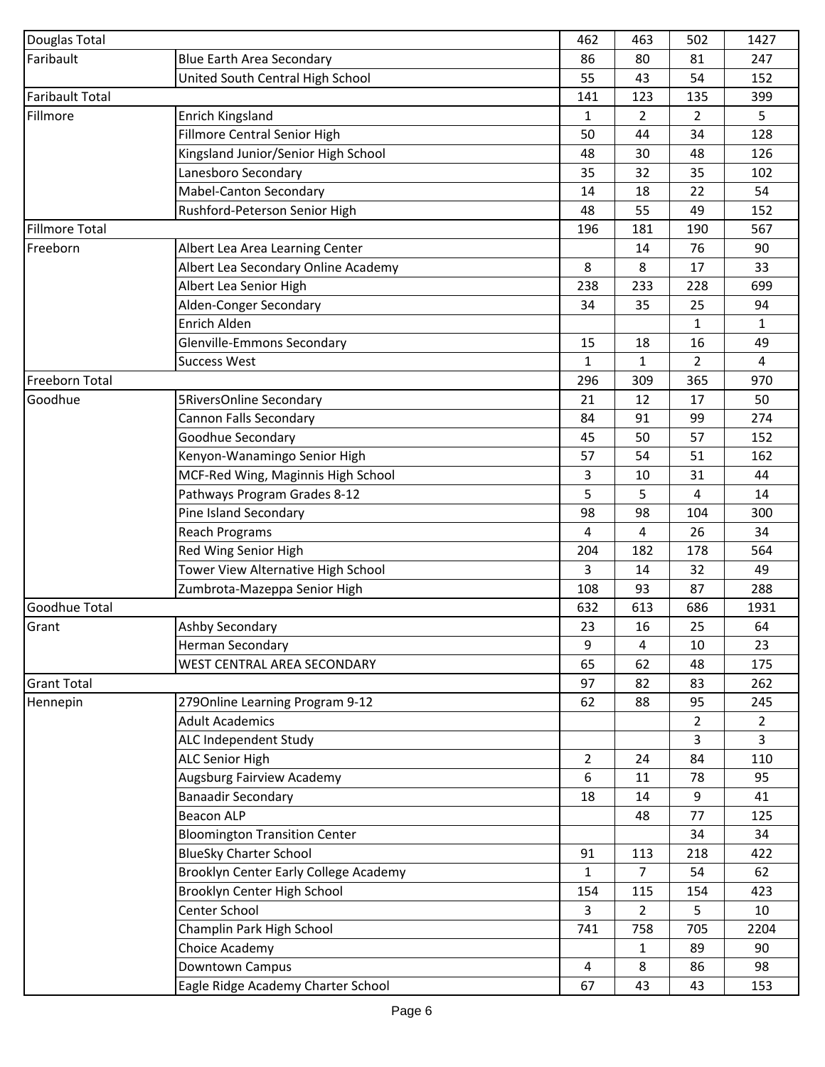| Douglas Total | | 462 | 463 | 502 | 1427 |
|---|---|---|---|---|---|
| Faribault | Blue Earth Area Secondary | 86 | 80 | 81 | 247 |
| | United South Central High School | 55 | 43 | 54 | 152 |
| Faribault Total | | 141 | 123 | 135 | 399 |
| Fillmore | Enrich Kingsland | 1 | 2 | 2 | 5 |
| | Fillmore Central Senior High | 50 | 44 | 34 | 128 |
| | Kingsland Junior/Senior High School | 48 | 30 | 48 | 126 |
| | Lanesboro Secondary | 35 | 32 | 35 | 102 |
| | Mabel-Canton Secondary | 14 | 18 | 22 | 54 |
| | Rushford-Peterson Senior High | 48 | 55 | 49 | 152 |
| Fillmore Total | | 196 | 181 | 190 | 567 |
| Freeborn | Albert Lea Area Learning Center | | 14 | 76 | 90 |
| | Albert Lea Secondary Online Academy | 8 | 8 | 17 | 33 |
| | Albert Lea Senior High | 238 | 233 | 228 | 699 |
| | Alden-Conger Secondary | 34 | 35 | 25 | 94 |
| | Enrich Alden | | | 1 | 1 |
| | Glenville-Emmons Secondary | 15 | 18 | 16 | 49 |
| | Success West | 1 | 1 | 2 | 4 |
| Freeborn Total | | 296 | 309 | 365 | 970 |
| Goodhue | 5RiversOnline Secondary | 21 | 12 | 17 | 50 |
| | Cannon Falls Secondary | 84 | 91 | 99 | 274 |
| | Goodhue Secondary | 45 | 50 | 57 | 152 |
| | Kenyon-Wanamingo Senior High | 57 | 54 | 51 | 162 |
| | MCF-Red Wing, Maginnis High School | 3 | 10 | 31 | 44 |
| | Pathways Program Grades 8-12 | 5 | 5 | 4 | 14 |
| | Pine Island Secondary | 98 | 98 | 104 | 300 |
| | Reach Programs | 4 | 4 | 26 | 34 |
| | Red Wing Senior High | 204 | 182 | 178 | 564 |
| | Tower View Alternative High School | 3 | 14 | 32 | 49 |
| | Zumbrota-Mazeppa Senior High | 108 | 93 | 87 | 288 |
| Goodhue Total | | 632 | 613 | 686 | 1931 |
| Grant | Ashby Secondary | 23 | 16 | 25 | 64 |
| | Herman Secondary | 9 | 4 | 10 | 23 |
| | WEST CENTRAL AREA SECONDARY | 65 | 62 | 48 | 175 |
| Grant Total | | 97 | 82 | 83 | 262 |
| Hennepin | 279Online Learning Program 9-12 | 62 | 88 | 95 | 245 |
| | Adult Academics | | | 2 | 2 |
| | ALC Independent Study | | | 3 | 3 |
| | ALC Senior High | 2 | 24 | 84 | 110 |
| | Augsburg Fairview Academy | 6 | 11 | 78 | 95 |
| | Banaadir Secondary | 18 | 14 | 9 | 41 |
| | Beacon ALP | | 48 | 77 | 125 |
| | Bloomington Transition Center | | | 34 | 34 |
| | BlueSky Charter School | 91 | 113 | 218 | 422 |
| | Brooklyn Center Early College Academy | 1 | 7 | 54 | 62 |
| | Brooklyn Center High School | 154 | 115 | 154 | 423 |
| | Center School | 3 | 2 | 5 | 10 |
| | Champlin Park High School | 741 | 758 | 705 | 2204 |
| | Choice Academy | | 1 | 89 | 90 |
| | Downtown Campus | 4 | 8 | 86 | 98 |
| | Eagle Ridge Academy Charter School | 67 | 43 | 43 | 153 |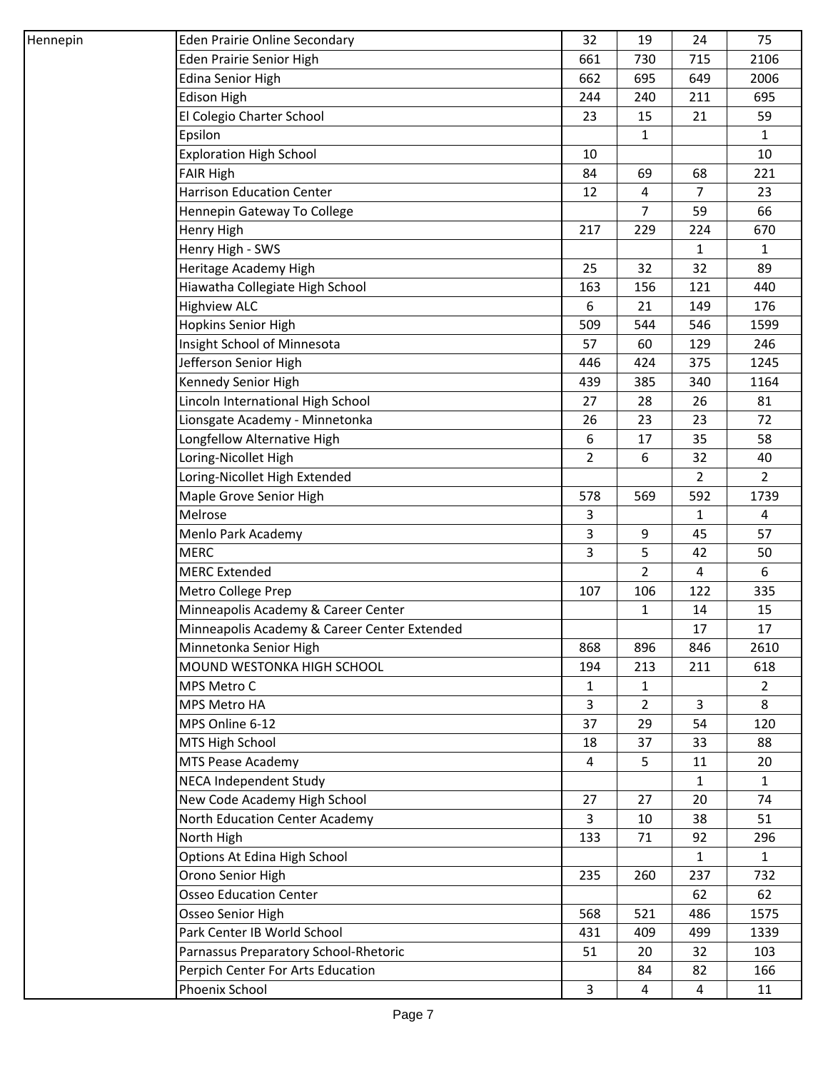| | | | | | |
|---|---|---|---|---|---|
| Hennepin | Eden Prairie Online Secondary | 32 | 19 | 24 | 75 |
| | Eden Prairie Senior High | 661 | 730 | 715 | 2106 |
| | Edina Senior High | 662 | 695 | 649 | 2006 |
| | Edison High | 244 | 240 | 211 | 695 |
| | El Colegio Charter School | 23 | 15 | 21 | 59 |
| | Epsilon | | 1 | | 1 |
| | Exploration High School | 10 | | | 10 |
| | FAIR High | 84 | 69 | 68 | 221 |
| | Harrison Education Center | 12 | 4 | 7 | 23 |
| | Hennepin Gateway To College | | 7 | 59 | 66 |
| | Henry High | 217 | 229 | 224 | 670 |
| | Henry High - SWS | | | 1 | 1 |
| | Heritage Academy High | 25 | 32 | 32 | 89 |
| | Hiawatha Collegiate High School | 163 | 156 | 121 | 440 |
| | Highview ALC | 6 | 21 | 149 | 176 |
| | Hopkins Senior High | 509 | 544 | 546 | 1599 |
| | Insight School of Minnesota | 57 | 60 | 129 | 246 |
| | Jefferson Senior High | 446 | 424 | 375 | 1245 |
| | Kennedy Senior High | 439 | 385 | 340 | 1164 |
| | Lincoln International High School | 27 | 28 | 26 | 81 |
| | Lionsgate Academy - Minnetonka | 26 | 23 | 23 | 72 |
| | Longfellow Alternative High | 6 | 17 | 35 | 58 |
| | Loring-Nicollet High | 2 | 6 | 32 | 40 |
| | Loring-Nicollet High Extended | | | 2 | 2 |
| | Maple Grove Senior High | 578 | 569 | 592 | 1739 |
| | Melrose | 3 | | 1 | 4 |
| | Menlo Park Academy | 3 | 9 | 45 | 57 |
| | MERC | 3 | 5 | 42 | 50 |
| | MERC Extended | | 2 | 4 | 6 |
| | Metro College Prep | 107 | 106 | 122 | 335 |
| | Minneapolis Academy & Career Center | | 1 | 14 | 15 |
| | Minneapolis Academy & Career Center Extended | | | 17 | 17 |
| | Minnetonka Senior High | 868 | 896 | 846 | 2610 |
| | MOUND WESTONKA HIGH SCHOOL | 194 | 213 | 211 | 618 |
| | MPS Metro C | 1 | 1 | | 2 |
| | MPS Metro HA | 3 | 2 | 3 | 8 |
| | MPS Online 6-12 | 37 | 29 | 54 | 120 |
| | MTS High School | 18 | 37 | 33 | 88 |
| | MTS Pease Academy | 4 | 5 | 11 | 20 |
| | NECA Independent Study | | | 1 | 1 |
| | New Code Academy High School | 27 | 27 | 20 | 74 |
| | North Education Center Academy | 3 | 10 | 38 | 51 |
| | North High | 133 | 71 | 92 | 296 |
| | Options At Edina High School | | | 1 | 1 |
| | Orono Senior High | 235 | 260 | 237 | 732 |
| | Osseo Education Center | | | 62 | 62 |
| | Osseo Senior High | 568 | 521 | 486 | 1575 |
| | Park Center IB World School | 431 | 409 | 499 | 1339 |
| | Parnassus Preparatory School-Rhetoric | 51 | 20 | 32 | 103 |
| | Perpich Center For Arts Education | | 84 | 82 | 166 |
| | Phoenix School | 3 | 4 | 4 | 11 |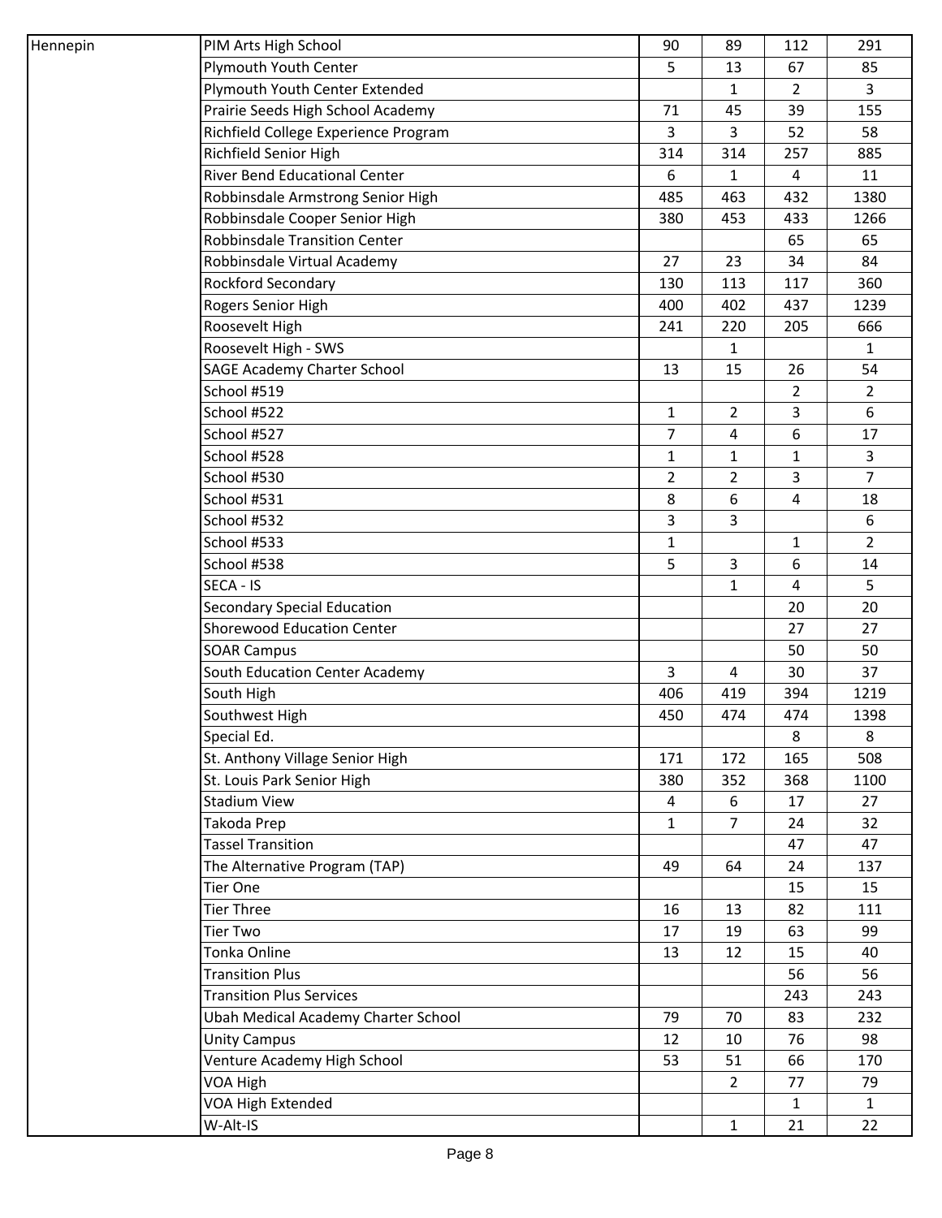| | | | | | |
|---|---|---|---|---|---|
| Hennepin | PIM Arts High School | 90 | 89 | 112 | 291 |
| | Plymouth Youth Center | 5 | 13 | 67 | 85 |
| | Plymouth Youth Center Extended | | 1 | 2 | 3 |
| | Prairie Seeds High School Academy | 71 | 45 | 39 | 155 |
| | Richfield College Experience Program | 3 | 3 | 52 | 58 |
| | Richfield Senior High | 314 | 314 | 257 | 885 |
| | River Bend Educational Center | 6 | 1 | 4 | 11 |
| | Robbinsdale Armstrong Senior High | 485 | 463 | 432 | 1380 |
| | Robbinsdale Cooper Senior High | 380 | 453 | 433 | 1266 |
| | Robbinsdale Transition Center | | | 65 | 65 |
| | Robbinsdale Virtual Academy | 27 | 23 | 34 | 84 |
| | Rockford Secondary | 130 | 113 | 117 | 360 |
| | Rogers Senior High | 400 | 402 | 437 | 1239 |
| | Roosevelt High | 241 | 220 | 205 | 666 |
| | Roosevelt High - SWS | | 1 | | 1 |
| | SAGE Academy Charter School | 13 | 15 | 26 | 54 |
| | School #519 | | | 2 | 2 |
| | School #522 | 1 | 2 | 3 | 6 |
| | School #527 | 7 | 4 | 6 | 17 |
| | School #528 | 1 | 1 | 1 | 3 |
| | School #530 | 2 | 2 | 3 | 7 |
| | School #531 | 8 | 6 | 4 | 18 |
| | School #532 | 3 | 3 | | 6 |
| | School #533 | 1 | | 1 | 2 |
| | School #538 | 5 | 3 | 6 | 14 |
| | SECA - IS | | 1 | 4 | 5 |
| | Secondary Special Education | | | 20 | 20 |
| | Shorewood Education Center | | | 27 | 27 |
| | SOAR Campus | | | 50 | 50 |
| | South Education Center Academy | 3 | 4 | 30 | 37 |
| | South High | 406 | 419 | 394 | 1219 |
| | Southwest High | 450 | 474 | 474 | 1398 |
| | Special Ed. | | | 8 | 8 |
| | St. Anthony Village Senior High | 171 | 172 | 165 | 508 |
| | St. Louis Park Senior High | 380 | 352 | 368 | 1100 |
| | Stadium View | 4 | 6 | 17 | 27 |
| | Takoda Prep | 1 | 7 | 24 | 32 |
| | Tassel Transition | | | 47 | 47 |
| | The Alternative Program (TAP) | 49 | 64 | 24 | 137 |
| | Tier One | | | 15 | 15 |
| | Tier Three | 16 | 13 | 82 | 111 |
| | Tier Two | 17 | 19 | 63 | 99 |
| | Tonka Online | 13 | 12 | 15 | 40 |
| | Transition Plus | | | 56 | 56 |
| | Transition Plus Services | | | 243 | 243 |
| | Ubah Medical Academy Charter School | 79 | 70 | 83 | 232 |
| | Unity Campus | 12 | 10 | 76 | 98 |
| | Venture Academy High School | 53 | 51 | 66 | 170 |
| | VOA High | | 2 | 77 | 79 |
| | VOA High Extended | | | 1 | 1 |
| | W-Alt-IS | | 1 | 21 | 22 |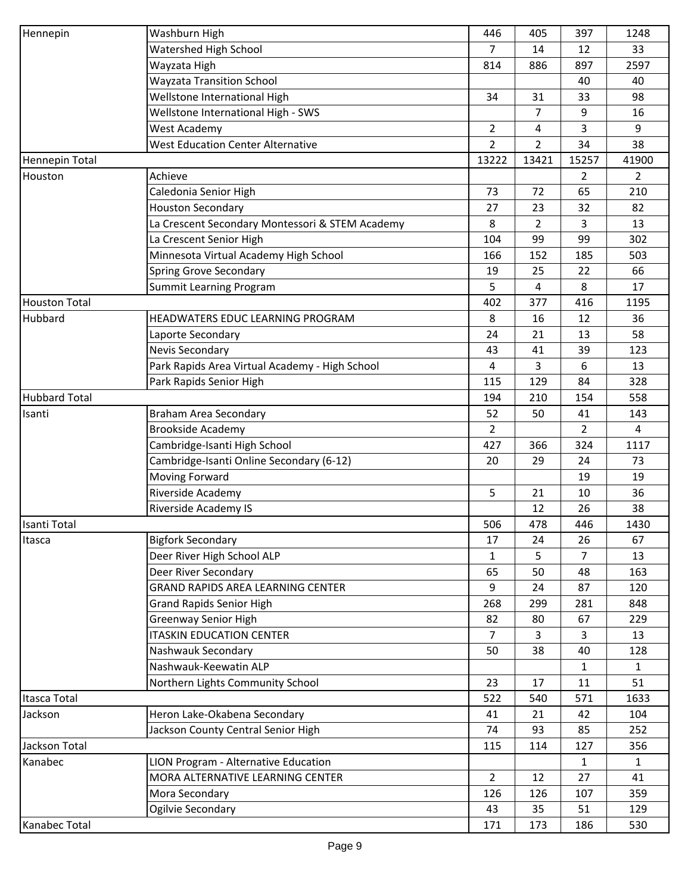| | | | | | |
|---|---|---|---|---|---|
| Hennepin | Washburn High | 446 | 405 | 397 | 1248 |
| | Watershed High School | 7 | 14 | 12 | 33 |
| | Wayzata High | 814 | 886 | 897 | 2597 |
| | Wayzata Transition School | | | 40 | 40 |
| | Wellstone International High | 34 | 31 | 33 | 98 |
| | Wellstone International High - SWS | | 7 | 9 | 16 |
| | West Academy | 2 | 4 | 3 | 9 |
| | West Education Center Alternative | 2 | 2 | 34 | 38 |
| Hennepin Total | | 13222 | 13421 | 15257 | 41900 |
| Houston | Achieve | | | 2 | 2 |
| | Caledonia Senior High | 73 | 72 | 65 | 210 |
| | Houston Secondary | 27 | 23 | 32 | 82 |
| | La Crescent Secondary Montessori & STEM Academy | 8 | 2 | 3 | 13 |
| | La Crescent Senior High | 104 | 99 | 99 | 302 |
| | Minnesota Virtual Academy High School | 166 | 152 | 185 | 503 |
| | Spring Grove Secondary | 19 | 25 | 22 | 66 |
| | Summit Learning Program | 5 | 4 | 8 | 17 |
| Houston Total | | 402 | 377 | 416 | 1195 |
| Hubbard | HEADWATERS EDUC LEARNING PROGRAM | 8 | 16 | 12 | 36 |
| | Laporte Secondary | 24 | 21 | 13 | 58 |
| | Nevis Secondary | 43 | 41 | 39 | 123 |
| | Park Rapids Area Virtual Academy - High School | 4 | 3 | 6 | 13 |
| | Park Rapids Senior High | 115 | 129 | 84 | 328 |
| Hubbard Total | | 194 | 210 | 154 | 558 |
| Isanti | Braham Area Secondary | 52 | 50 | 41 | 143 |
| | Brookside Academy | 2 | | 2 | 4 |
| | Cambridge-Isanti High School | 427 | 366 | 324 | 1117 |
| | Cambridge-Isanti Online Secondary (6-12) | 20 | 29 | 24 | 73 |
| | Moving Forward | | | 19 | 19 |
| | Riverside Academy | 5 | 21 | 10 | 36 |
| | Riverside Academy IS | | 12 | 26 | 38 |
| Isanti Total | | 506 | 478 | 446 | 1430 |
| Itasca | Bigfork Secondary | 17 | 24 | 26 | 67 |
| | Deer River High School ALP | 1 | 5 | 7 | 13 |
| | Deer River Secondary | 65 | 50 | 48 | 163 |
| | GRAND RAPIDS AREA LEARNING CENTER | 9 | 24 | 87 | 120 |
| | Grand Rapids Senior High | 268 | 299 | 281 | 848 |
| | Greenway Senior High | 82 | 80 | 67 | 229 |
| | ITASKIN EDUCATION CENTER | 7 | 3 | 3 | 13 |
| | Nashwauk Secondary | 50 | 38 | 40 | 128 |
| | Nashwauk-Keewatin ALP | | | 1 | 1 |
| | Northern Lights Community School | 23 | 17 | 11 | 51 |
| Itasca Total | | 522 | 540 | 571 | 1633 |
| Jackson | Heron Lake-Okabena Secondary | 41 | 21 | 42 | 104 |
| | Jackson County Central Senior High | 74 | 93 | 85 | 252 |
| Jackson Total | | 115 | 114 | 127 | 356 |
| Kanabec | LION Program - Alternative Education | | | 1 | 1 |
| | MORA ALTERNATIVE LEARNING CENTER | 2 | 12 | 27 | 41 |
| | Mora Secondary | 126 | 126 | 107 | 359 |
| | Ogilvie Secondary | 43 | 35 | 51 | 129 |
| Kanabec Total | | 171 | 173 | 186 | 530 |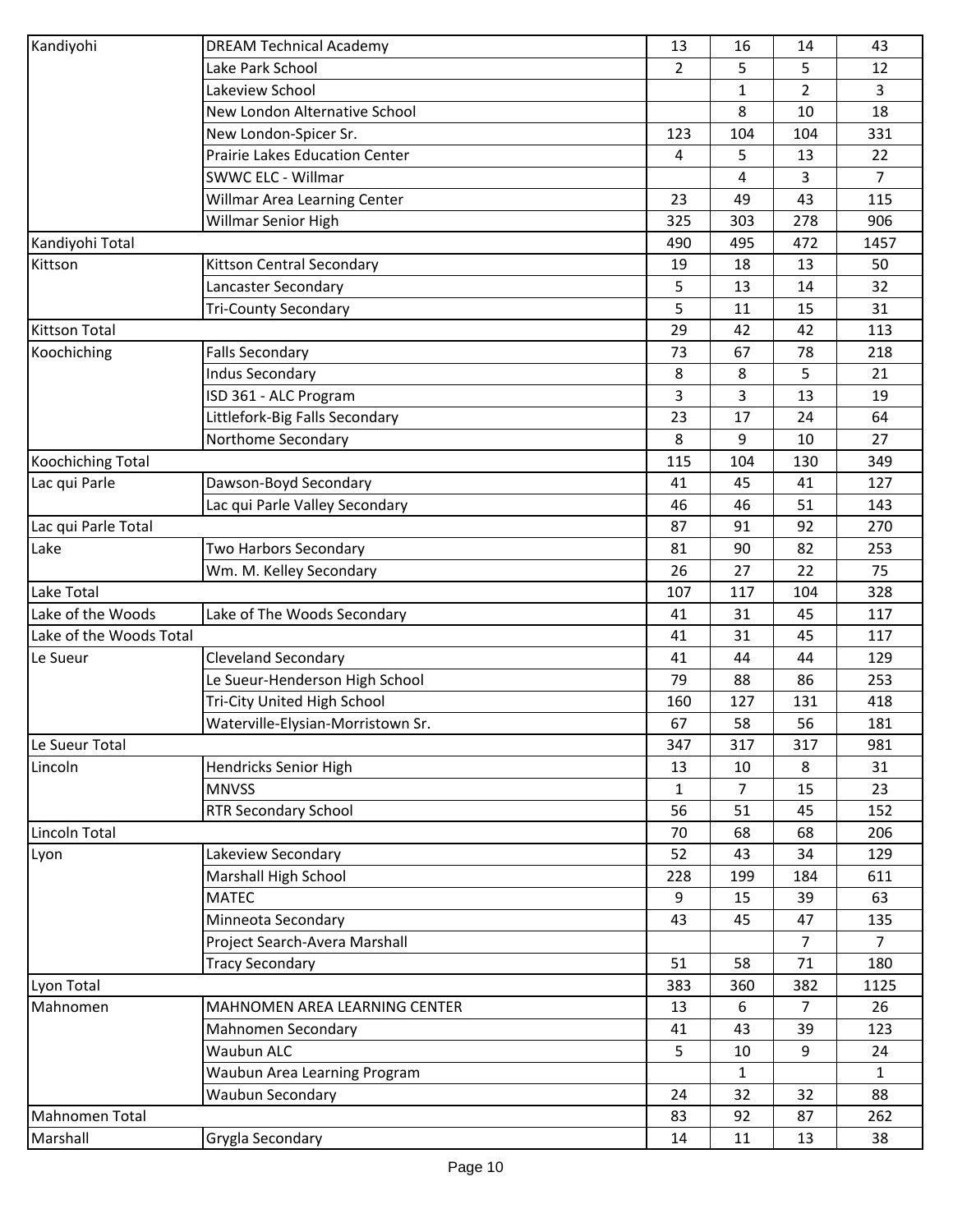| | | | | | |
|---|---|---|---|---|---|
| Kandiyohi | DREAM Technical Academy | 13 | 16 | 14 | 43 |
| | Lake Park School | 2 | 5 | 5 | 12 |
| | Lakeview School | | 1 | 2 | 3 |
| | New London Alternative School | | 8 | 10 | 18 |
| | New London-Spicer Sr. | 123 | 104 | 104 | 331 |
| | Prairie Lakes Education Center | 4 | 5 | 13 | 22 |
| | SWWC ELC - Willmar | | 4 | 3 | 7 |
| | Willmar Area Learning Center | 23 | 49 | 43 | 115 |
| | Willmar Senior High | 325 | 303 | 278 | 906 |
| Kandiyohi Total | | 490 | 495 | 472 | 1457 |
| Kittson | Kittson Central Secondary | 19 | 18 | 13 | 50 |
| | Lancaster Secondary | 5 | 13 | 14 | 32 |
| | Tri-County Secondary | 5 | 11 | 15 | 31 |
| Kittson Total | | 29 | 42 | 42 | 113 |
| Koochiching | Falls Secondary | 73 | 67 | 78 | 218 |
| | Indus Secondary | 8 | 8 | 5 | 21 |
| | ISD 361 - ALC Program | 3 | 3 | 13 | 19 |
| | Littlefork-Big Falls Secondary | 23 | 17 | 24 | 64 |
| | Northome Secondary | 8 | 9 | 10 | 27 |
| Koochiching Total | | 115 | 104 | 130 | 349 |
| Lac qui Parle | Dawson-Boyd Secondary | 41 | 45 | 41 | 127 |
| | Lac qui Parle Valley Secondary | 46 | 46 | 51 | 143 |
| Lac qui Parle Total | | 87 | 91 | 92 | 270 |
| Lake | Two Harbors Secondary | 81 | 90 | 82 | 253 |
| | Wm. M. Kelley Secondary | 26 | 27 | 22 | 75 |
| Lake Total | | 107 | 117 | 104 | 328 |
| Lake of the Woods | Lake of The Woods Secondary | 41 | 31 | 45 | 117 |
| Lake of the Woods Total | | 41 | 31 | 45 | 117 |
| Le Sueur | Cleveland Secondary | 41 | 44 | 44 | 129 |
| | Le Sueur-Henderson High School | 79 | 88 | 86 | 253 |
| | Tri-City United High School | 160 | 127 | 131 | 418 |
| | Waterville-Elysian-Morristown Sr. | 67 | 58 | 56 | 181 |
| Le Sueur Total | | 347 | 317 | 317 | 981 |
| Lincoln | Hendricks Senior High | 13 | 10 | 8 | 31 |
| | MNVSS | 1 | 7 | 15 | 23 |
| | RTR Secondary School | 56 | 51 | 45 | 152 |
| Lincoln Total | | 70 | 68 | 68 | 206 |
| Lyon | Lakeview Secondary | 52 | 43 | 34 | 129 |
| | Marshall High School | 228 | 199 | 184 | 611 |
| | MATEC | 9 | 15 | 39 | 63 |
| | Minneota Secondary | 43 | 45 | 47 | 135 |
| | Project Search-Avera Marshall | | | 7 | 7 |
| | Tracy Secondary | 51 | 58 | 71 | 180 |
| Lyon Total | | 383 | 360 | 382 | 1125 |
| Mahnomen | MAHNOMEN AREA LEARNING CENTER | 13 | 6 | 7 | 26 |
| | Mahnomen Secondary | 41 | 43 | 39 | 123 |
| | Waubun ALC | 5 | 10 | 9 | 24 |
| | Waubun Area Learning Program | | 1 | | 1 |
| | Waubun Secondary | 24 | 32 | 32 | 88 |
| Mahnomen Total | | 83 | 92 | 87 | 262 |
| Marshall | Grygla Secondary | 14 | 11 | 13 | 38 |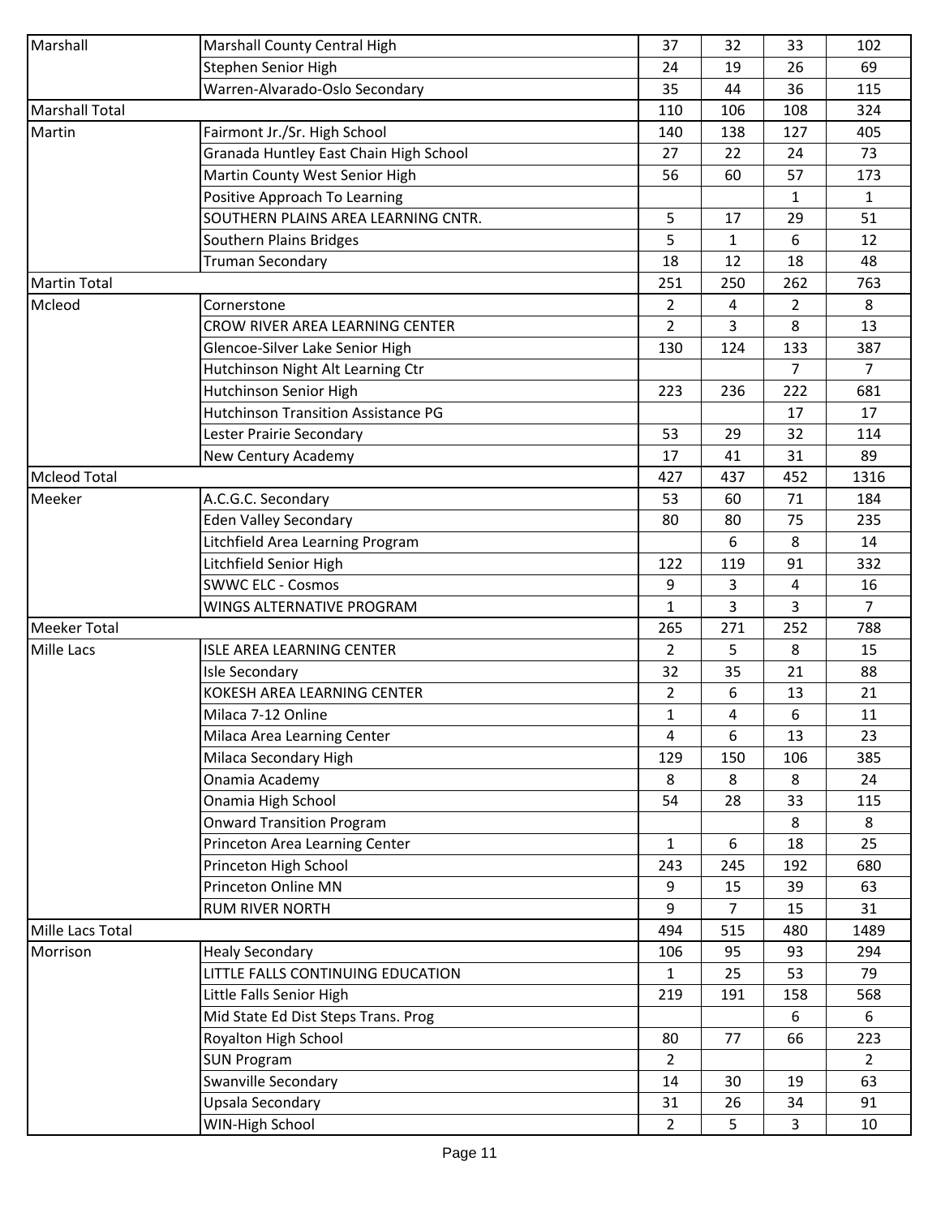| | | | | | |
|---|---|---|---|---|---|
| Marshall | Marshall County Central High | 37 | 32 | 33 | 102 |
| | Stephen Senior High | 24 | 19 | 26 | 69 |
| | Warren-Alvarado-Oslo Secondary | 35 | 44 | 36 | 115 |
| Marshall Total | | 110 | 106 | 108 | 324 |
| Martin | Fairmont Jr./Sr. High School | 140 | 138 | 127 | 405 |
| | Granada Huntley East Chain High School | 27 | 22 | 24 | 73 |
| | Martin County West Senior High | 56 | 60 | 57 | 173 |
| | Positive Approach To Learning | | | 1 | 1 |
| | SOUTHERN PLAINS AREA LEARNING CNTR. | 5 | 17 | 29 | 51 |
| | Southern Plains Bridges | 5 | 1 | 6 | 12 |
| | Truman Secondary | 18 | 12 | 18 | 48 |
| Martin Total | | 251 | 250 | 262 | 763 |
| Mcleod | Cornerstone | 2 | 4 | 2 | 8 |
| | CROW RIVER AREA LEARNING CENTER | 2 | 3 | 8 | 13 |
| | Glencoe-Silver Lake Senior High | 130 | 124 | 133 | 387 |
| | Hutchinson Night Alt Learning Ctr | | | 7 | 7 |
| | Hutchinson Senior High | 223 | 236 | 222 | 681 |
| | Hutchinson Transition Assistance PG | | | 17 | 17 |
| | Lester Prairie Secondary | 53 | 29 | 32 | 114 |
| | New Century Academy | 17 | 41 | 31 | 89 |
| Mcleod Total | | 427 | 437 | 452 | 1316 |
| Meeker | A.C.G.C. Secondary | 53 | 60 | 71 | 184 |
| | Eden Valley Secondary | 80 | 80 | 75 | 235 |
| | Litchfield Area Learning Program | | 6 | 8 | 14 |
| | Litchfield Senior High | 122 | 119 | 91 | 332 |
| | SWWC ELC - Cosmos | 9 | 3 | 4 | 16 |
| | WINGS ALTERNATIVE PROGRAM | 1 | 3 | 3 | 7 |
| Meeker Total | | 265 | 271 | 252 | 788 |
| Mille Lacs | ISLE AREA LEARNING CENTER | 2 | 5 | 8 | 15 |
| | Isle Secondary | 32 | 35 | 21 | 88 |
| | KOKESH AREA LEARNING CENTER | 2 | 6 | 13 | 21 |
| | Milaca 7-12 Online | 1 | 4 | 6 | 11 |
| | Milaca Area Learning Center | 4 | 6 | 13 | 23 |
| | Milaca Secondary High | 129 | 150 | 106 | 385 |
| | Onamia Academy | 8 | 8 | 8 | 24 |
| | Onamia High School | 54 | 28 | 33 | 115 |
| | Onward Transition Program | | | 8 | 8 |
| | Princeton Area Learning Center | 1 | 6 | 18 | 25 |
| | Princeton High School | 243 | 245 | 192 | 680 |
| | Princeton Online MN | 9 | 15 | 39 | 63 |
| | RUM RIVER NORTH | 9 | 7 | 15 | 31 |
| Mille Lacs Total | | 494 | 515 | 480 | 1489 |
| Morrison | Healy Secondary | 106 | 95 | 93 | 294 |
| | LITTLE FALLS CONTINUING EDUCATION | 1 | 25 | 53 | 79 |
| | Little Falls Senior High | 219 | 191 | 158 | 568 |
| | Mid State Ed Dist Steps Trans. Prog | | | 6 | 6 |
| | Royalton High School | 80 | 77 | 66 | 223 |
| | SUN Program | 2 | | | 2 |
| | Swanville Secondary | 14 | 30 | 19 | 63 |
| | Upsala Secondary | 31 | 26 | 34 | 91 |
| | WIN-High School | 2 | 5 | 3 | 10 |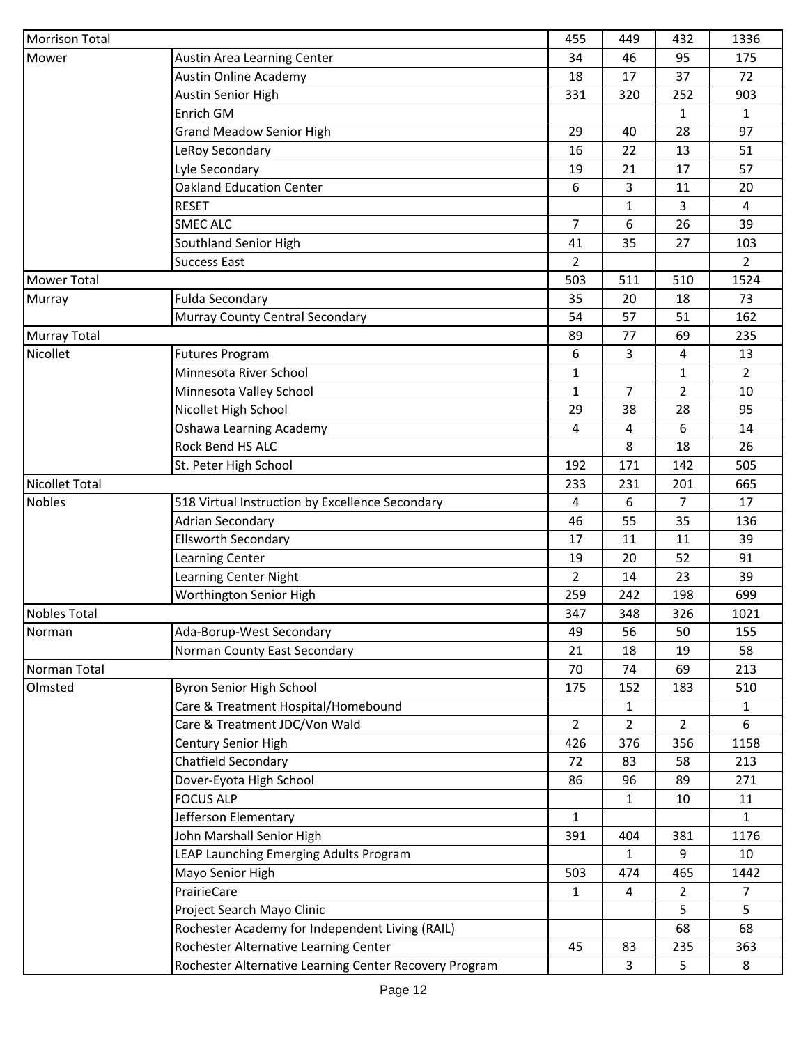| | | | | | |
|---|---|---|---|---|---|
| Morrison Total | | 455 | 449 | 432 | 1336 |
| Mower | Austin Area Learning Center | 34 | 46 | 95 | 175 |
| | Austin Online Academy | 18 | 17 | 37 | 72 |
| | Austin Senior High | 331 | 320 | 252 | 903 |
| | Enrich GM | | | 1 | 1 |
| | Grand Meadow Senior High | 29 | 40 | 28 | 97 |
| | LeRoy Secondary | 16 | 22 | 13 | 51 |
| | Lyle Secondary | 19 | 21 | 17 | 57 |
| | Oakland Education Center | 6 | 3 | 11 | 20 |
| | RESET | | 1 | 3 | 4 |
| | SMEC ALC | 7 | 6 | 26 | 39 |
| | Southland Senior High | 41 | 35 | 27 | 103 |
| | Success East | 2 | | | 2 |
| Mower Total | | 503 | 511 | 510 | 1524 |
| Murray | Fulda Secondary | 35 | 20 | 18 | 73 |
| | Murray County Central Secondary | 54 | 57 | 51 | 162 |
| Murray Total | | 89 | 77 | 69 | 235 |
| Nicollet | Futures Program | 6 | 3 | 4 | 13 |
| | Minnesota River School | 1 | | 1 | 2 |
| | Minnesota Valley School | 1 | 7 | 2 | 10 |
| | Nicollet High School | 29 | 38 | 28 | 95 |
| | Oshawa Learning Academy | 4 | 4 | 6 | 14 |
| | Rock Bend HS ALC | | 8 | 18 | 26 |
| | St. Peter High School | 192 | 171 | 142 | 505 |
| Nicollet Total | | 233 | 231 | 201 | 665 |
| Nobles | 518 Virtual Instruction by Excellence Secondary | 4 | 6 | 7 | 17 |
| | Adrian Secondary | 46 | 55 | 35 | 136 |
| | Ellsworth Secondary | 17 | 11 | 11 | 39 |
| | Learning Center | 19 | 20 | 52 | 91 |
| | Learning Center Night | 2 | 14 | 23 | 39 |
| | Worthington Senior High | 259 | 242 | 198 | 699 |
| Nobles Total | | 347 | 348 | 326 | 1021 |
| Norman | Ada-Borup-West Secondary | 49 | 56 | 50 | 155 |
| | Norman County East Secondary | 21 | 18 | 19 | 58 |
| Norman Total | | 70 | 74 | 69 | 213 |
| Olmsted | Byron Senior High School | 175 | 152 | 183 | 510 |
| | Care & Treatment Hospital/Homebound | | 1 | | 1 |
| | Care & Treatment JDC/Von Wald | 2 | 2 | 2 | 6 |
| | Century Senior High | 426 | 376 | 356 | 1158 |
| | Chatfield Secondary | 72 | 83 | 58 | 213 |
| | Dover-Eyota High School | 86 | 96 | 89 | 271 |
| | FOCUS ALP | | 1 | 10 | 11 |
| | Jefferson Elementary | 1 | | | 1 |
| | John Marshall Senior High | 391 | 404 | 381 | 1176 |
| | LEAP Launching Emerging Adults Program | | 1 | 9 | 10 |
| | Mayo Senior High | 503 | 474 | 465 | 1442 |
| | PrairieCare | 1 | 4 | 2 | 7 |
| | Project Search Mayo Clinic | | | 5 | 5 |
| | Rochester Academy for Independent Living (RAIL) | | | 68 | 68 |
| | Rochester Alternative Learning Center | 45 | 83 | 235 | 363 |
| | Rochester Alternative Learning Center Recovery Program | | 3 | 5 | 8 |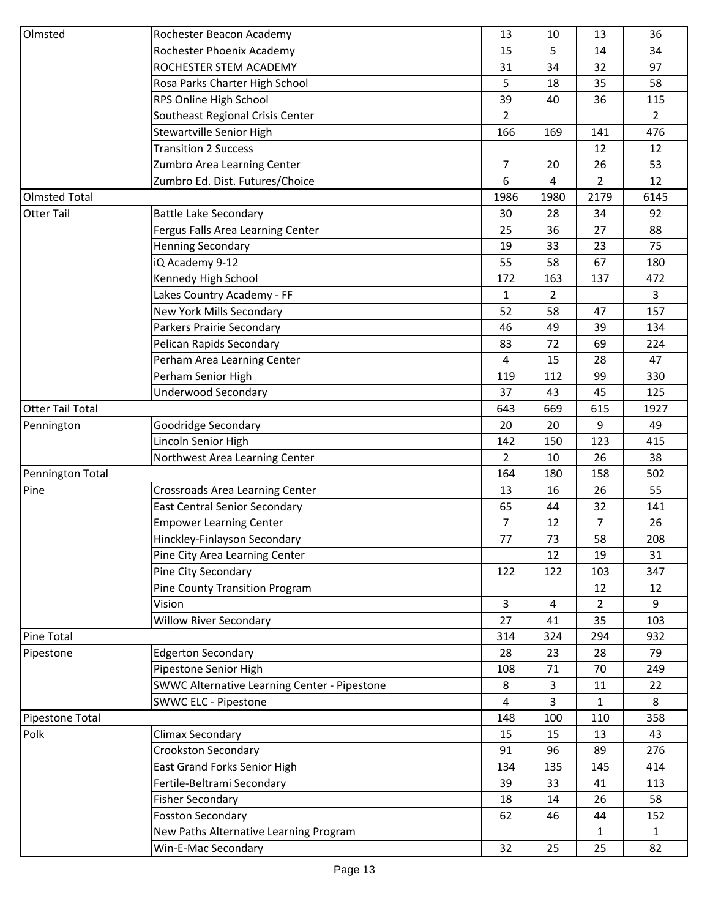| | | | | | |
|---|---|---|---|---|---|
| Olmsted | Rochester Beacon Academy | 13 | 10 | 13 | 36 |
| | Rochester Phoenix Academy | 15 | 5 | 14 | 34 |
| | ROCHESTER STEM ACADEMY | 31 | 34 | 32 | 97 |
| | Rosa Parks Charter High School | 5 | 18 | 35 | 58 |
| | RPS Online High School | 39 | 40 | 36 | 115 |
| | Southeast Regional Crisis Center | 2 | | | 2 |
| | Stewartville Senior High | 166 | 169 | 141 | 476 |
| | Transition 2 Success | | | 12 | 12 |
| | Zumbro Area Learning Center | 7 | 20 | 26 | 53 |
| | Zumbro Ed. Dist. Futures/Choice | 6 | 4 | 2 | 12 |
| Olmsted Total | | 1986 | 1980 | 2179 | 6145 |
| Otter Tail | Battle Lake Secondary | 30 | 28 | 34 | 92 |
| | Fergus Falls Area Learning Center | 25 | 36 | 27 | 88 |
| | Henning Secondary | 19 | 33 | 23 | 75 |
| | iQ Academy 9-12 | 55 | 58 | 67 | 180 |
| | Kennedy High School | 172 | 163 | 137 | 472 |
| | Lakes Country Academy - FF | 1 | 2 | | 3 |
| | New York Mills Secondary | 52 | 58 | 47 | 157 |
| | Parkers Prairie Secondary | 46 | 49 | 39 | 134 |
| | Pelican Rapids Secondary | 83 | 72 | 69 | 224 |
| | Perham Area Learning Center | 4 | 15 | 28 | 47 |
| | Perham Senior High | 119 | 112 | 99 | 330 |
| | Underwood Secondary | 37 | 43 | 45 | 125 |
| Otter Tail Total | | 643 | 669 | 615 | 1927 |
| Pennington | Goodridge Secondary | 20 | 20 | 9 | 49 |
| | Lincoln Senior High | 142 | 150 | 123 | 415 |
| | Northwest Area Learning Center | 2 | 10 | 26 | 38 |
| Pennington Total | | 164 | 180 | 158 | 502 |
| Pine | Crossroads Area Learning Center | 13 | 16 | 26 | 55 |
| | East Central Senior Secondary | 65 | 44 | 32 | 141 |
| | Empower Learning Center | 7 | 12 | 7 | 26 |
| | Hinckley-Finlayson Secondary | 77 | 73 | 58 | 208 |
| | Pine City Area Learning Center | | 12 | 19 | 31 |
| | Pine City Secondary | 122 | 122 | 103 | 347 |
| | Pine County Transition Program | | | 12 | 12 |
| | Vision | 3 | 4 | 2 | 9 |
| | Willow River Secondary | 27 | 41 | 35 | 103 |
| Pine Total | | 314 | 324 | 294 | 932 |
| Pipestone | Edgerton Secondary | 28 | 23 | 28 | 79 |
| | Pipestone Senior High | 108 | 71 | 70 | 249 |
| | SWWC Alternative Learning Center - Pipestone | 8 | 3 | 11 | 22 |
| | SWWC ELC - Pipestone | 4 | 3 | 1 | 8 |
| Pipestone Total | | 148 | 100 | 110 | 358 |
| Polk | Climax Secondary | 15 | 15 | 13 | 43 |
| | Crookston Secondary | 91 | 96 | 89 | 276 |
| | East Grand Forks Senior High | 134 | 135 | 145 | 414 |
| | Fertile-Beltrami Secondary | 39 | 33 | 41 | 113 |
| | Fisher Secondary | 18 | 14 | 26 | 58 |
| | Fosston Secondary | 62 | 46 | 44 | 152 |
| | New Paths Alternative Learning Program | | | 1 | 1 |
| | Win-E-Mac Secondary | 32 | 25 | 25 | 82 |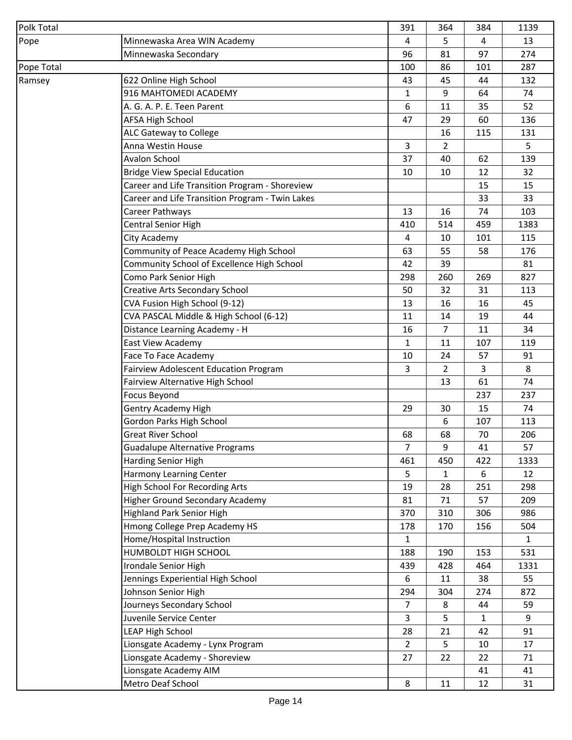| | | | | | |
|---|---|---|---|---|---|
| Polk Total | | 391 | 364 | 384 | 1139 |
| Pope | Minnewaska Area WIN Academy | 4 | 5 | 4 | 13 |
| | Minnewaska Secondary | 96 | 81 | 97 | 274 |
| Pope Total | | 100 | 86 | 101 | 287 |
| Ramsey | 622 Online High School | 43 | 45 | 44 | 132 |
| | 916 MAHTOMEDI ACADEMY | 1 | 9 | 64 | 74 |
| | A. G. A. P. E. Teen Parent | 6 | 11 | 35 | 52 |
| | AFSA High School | 47 | 29 | 60 | 136 |
| | ALC Gateway to College | | 16 | 115 | 131 |
| | Anna Westin House | 3 | 2 | | 5 |
| | Avalon School | 37 | 40 | 62 | 139 |
| | Bridge View Special Education | 10 | 10 | 12 | 32 |
| | Career and Life Transition Program - Shoreview | | | 15 | 15 |
| | Career and Life Transition Program - Twin Lakes | | | 33 | 33 |
| | Career Pathways | 13 | 16 | 74 | 103 |
| | Central Senior High | 410 | 514 | 459 | 1383 |
| | City Academy | 4 | 10 | 101 | 115 |
| | Community of Peace Academy High School | 63 | 55 | 58 | 176 |
| | Community School of Excellence High School | 42 | 39 | | 81 |
| | Como Park Senior High | 298 | 260 | 269 | 827 |
| | Creative Arts Secondary School | 50 | 32 | 31 | 113 |
| | CVA Fusion High School (9-12) | 13 | 16 | 16 | 45 |
| | CVA PASCAL Middle & High School (6-12) | 11 | 14 | 19 | 44 |
| | Distance Learning Academy - H | 16 | 7 | 11 | 34 |
| | East View Academy | 1 | 11 | 107 | 119 |
| | Face To Face Academy | 10 | 24 | 57 | 91 |
| | Fairview Adolescent Education Program | 3 | 2 | 3 | 8 |
| | Fairview Alternative High School | | 13 | 61 | 74 |
| | Focus Beyond | | | 237 | 237 |
| | Gentry Academy High | 29 | 30 | 15 | 74 |
| | Gordon Parks High School | | 6 | 107 | 113 |
| | Great River School | 68 | 68 | 70 | 206 |
| | Guadalupe Alternative Programs | 7 | 9 | 41 | 57 |
| | Harding Senior High | 461 | 450 | 422 | 1333 |
| | Harmony Learning Center | 5 | 1 | 6 | 12 |
| | High School For Recording Arts | 19 | 28 | 251 | 298 |
| | Higher Ground Secondary Academy | 81 | 71 | 57 | 209 |
| | Highland Park Senior High | 370 | 310 | 306 | 986 |
| | Hmong College Prep Academy HS | 178 | 170 | 156 | 504 |
| | Home/Hospital Instruction | 1 | | | 1 |
| | HUMBOLDT HIGH SCHOOL | 188 | 190 | 153 | 531 |
| | Irondale Senior High | 439 | 428 | 464 | 1331 |
| | Jennings Experiential High School | 6 | 11 | 38 | 55 |
| | Johnson Senior High | 294 | 304 | 274 | 872 |
| | Journeys Secondary School | 7 | 8 | 44 | 59 |
| | Juvenile Service Center | 3 | 5 | 1 | 9 |
| | LEAP High School | 28 | 21 | 42 | 91 |
| | Lionsgate Academy - Lynx Program | 2 | 5 | 10 | 17 |
| | Lionsgate Academy - Shoreview | 27 | 22 | 22 | 71 |
| | Lionsgate Academy AIM | | | 41 | 41 |
| | Metro Deaf School | 8 | 11 | 12 | 31 |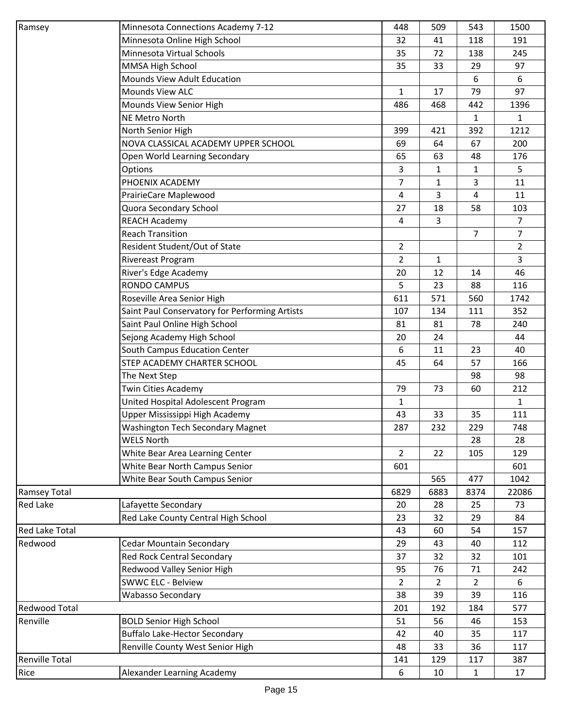| Ramsey | Minnesota Connections Academy 7-12 | 448 | 509 | 543 | 1500 |
|---|---|---|---|---|---|
| | Minnesota Online High School | 32 | 41 | 118 | 191 |
| | Minnesota Virtual Schools | 35 | 72 | 138 | 245 |
| | MMSA High School | 35 | 33 | 29 | 97 |
| | Mounds View Adult Education | | | 6 | 6 |
| | Mounds View ALC | 1 | 17 | 79 | 97 |
| | Mounds View Senior High | 486 | 468 | 442 | 1396 |
| | NE Metro North | | | 1 | 1 |
| | North Senior High | 399 | 421 | 392 | 1212 |
| | NOVA CLASSICAL ACADEMY UPPER SCHOOL | 69 | 64 | 67 | 200 |
| | Open World Learning Secondary | 65 | 63 | 48 | 176 |
| | Options | 3 | 1 | 1 | 5 |
| | PHOENIX ACADEMY | 7 | 1 | 3 | 11 |
| | PrairieCare Maplewood | 4 | 3 | 4 | 11 |
| | Quora Secondary School | 27 | 18 | 58 | 103 |
| | REACH Academy | 4 | 3 | | 7 |
| | Reach Transition | | | 7 | 7 |
| | Resident Student/Out of State | 2 | | | 2 |
| | Rivereast Program | 2 | 1 | | 3 |
| | River's Edge Academy | 20 | 12 | 14 | 46 |
| | RONDO CAMPUS | 5 | 23 | 88 | 116 |
| | Roseville Area Senior High | 611 | 571 | 560 | 1742 |
| | Saint Paul Conservatory for Performing Artists | 107 | 134 | 111 | 352 |
| | Saint Paul Online High School | 81 | 81 | 78 | 240 |
| | Sejong Academy High School | 20 | 24 | | 44 |
| | South Campus Education Center | 6 | 11 | 23 | 40 |
| | STEP ACADEMY CHARTER SCHOOL | 45 | 64 | 57 | 166 |
| | The Next Step | | | 98 | 98 |
| | Twin Cities Academy | 79 | 73 | 60 | 212 |
| | United Hospital Adolescent Program | 1 | | | 1 |
| | Upper Mississippi High Academy | 43 | 33 | 35 | 111 |
| | Washington Tech Secondary Magnet | 287 | 232 | 229 | 748 |
| | WELS North | | | 28 | 28 |
| | White Bear Area Learning Center | 2 | 22 | 105 | 129 |
| | White Bear North Campus Senior | 601 | | | 601 |
| | White Bear South Campus Senior | | 565 | 477 | 1042 |
| Ramsey Total | | 6829 | 6883 | 8374 | 22086 |
| Red Lake | Lafayette Secondary | 20 | 28 | 25 | 73 |
| | Red Lake County Central High School | 23 | 32 | 29 | 84 |
| Red Lake Total | | 43 | 60 | 54 | 157 |
| Redwood | Cedar Mountain Secondary | 29 | 43 | 40 | 112 |
| | Red Rock Central Secondary | 37 | 32 | 32 | 101 |
| | Redwood Valley Senior High | 95 | 76 | 71 | 242 |
| | SWWC ELC - Belview | 2 | 2 | 2 | 6 |
| | Wabasso Secondary | 38 | 39 | 39 | 116 |
| Redwood Total | | 201 | 192 | 184 | 577 |
| Renville | BOLD Senior High School | 51 | 56 | 46 | 153 |
| | Buffalo Lake-Hector Secondary | 42 | 40 | 35 | 117 |
| | Renville County West Senior High | 48 | 33 | 36 | 117 |
| Renville Total | | 141 | 129 | 117 | 387 |
| Rice | Alexander Learning Academy | 6 | 10 | 1 | 17 |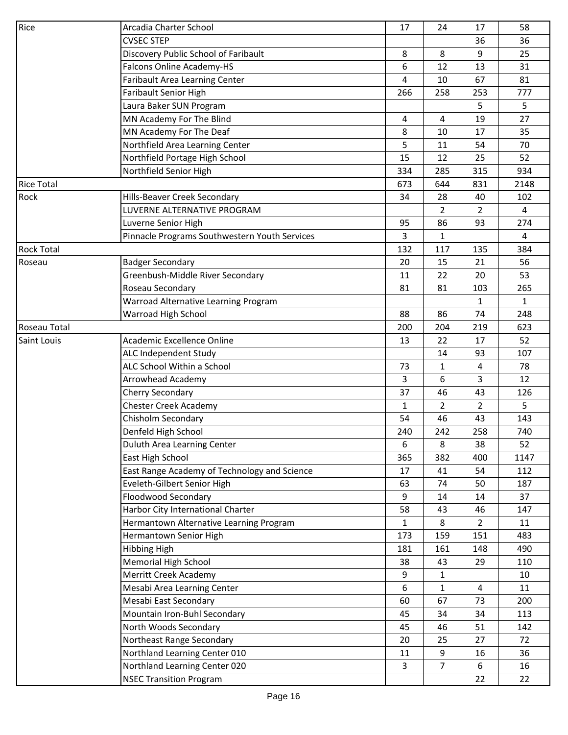| | | | | | |
|---|---|---|---|---|---|
| Rice | Arcadia Charter School | 17 | 24 | 17 | 58 |
| | CVSEC STEP | | | 36 | 36 |
| | Discovery Public School of Faribault | 8 | 8 | 9 | 25 |
| | Falcons Online Academy-HS | 6 | 12 | 13 | 31 |
| | Faribault Area Learning Center | 4 | 10 | 67 | 81 |
| | Faribault Senior High | 266 | 258 | 253 | 777 |
| | Laura Baker SUN Program | | | 5 | 5 |
| | MN Academy For The Blind | 4 | 4 | 19 | 27 |
| | MN Academy For The Deaf | 8 | 10 | 17 | 35 |
| | Northfield Area Learning Center | 5 | 11 | 54 | 70 |
| | Northfield Portage High School | 15 | 12 | 25 | 52 |
| | Northfield Senior High | 334 | 285 | 315 | 934 |
| Rice Total | | 673 | 644 | 831 | 2148 |
| Rock | Hills-Beaver Creek Secondary | 34 | 28 | 40 | 102 |
| | LUVERNE ALTERNATIVE PROGRAM | | 2 | 2 | 4 |
| | Luverne Senior High | 95 | 86 | 93 | 274 |
| | Pinnacle Programs Southwestern Youth Services | 3 | 1 | | 4 |
| Rock Total | | 132 | 117 | 135 | 384 |
| Roseau | Badger Secondary | 20 | 15 | 21 | 56 |
| | Greenbush-Middle River Secondary | 11 | 22 | 20 | 53 |
| | Roseau Secondary | 81 | 81 | 103 | 265 |
| | Warroad Alternative Learning Program | | | 1 | 1 |
| | Warroad High School | 88 | 86 | 74 | 248 |
| Roseau Total | | 200 | 204 | 219 | 623 |
| Saint Louis | Academic Excellence Online | 13 | 22 | 17 | 52 |
| | ALC Independent Study | | 14 | 93 | 107 |
| | ALC School Within a School | 73 | 1 | 4 | 78 |
| | Arrowhead Academy | 3 | 6 | 3 | 12 |
| | Cherry Secondary | 37 | 46 | 43 | 126 |
| | Chester Creek Academy | 1 | 2 | 2 | 5 |
| | Chisholm Secondary | 54 | 46 | 43 | 143 |
| | Denfeld High School | 240 | 242 | 258 | 740 |
| | Duluth Area Learning Center | 6 | 8 | 38 | 52 |
| | East High School | 365 | 382 | 400 | 1147 |
| | East Range Academy of Technology and Science | 17 | 41 | 54 | 112 |
| | Eveleth-Gilbert Senior High | 63 | 74 | 50 | 187 |
| | Floodwood Secondary | 9 | 14 | 14 | 37 |
| | Harbor City International Charter | 58 | 43 | 46 | 147 |
| | Hermantown Alternative Learning Program | 1 | 8 | 2 | 11 |
| | Hermantown Senior High | 173 | 159 | 151 | 483 |
| | Hibbing High | 181 | 161 | 148 | 490 |
| | Memorial High School | 38 | 43 | 29 | 110 |
| | Merritt Creek Academy | 9 | 1 | | 10 |
| | Mesabi Area Learning Center | 6 | 1 | 4 | 11 |
| | Mesabi East Secondary | 60 | 67 | 73 | 200 |
| | Mountain Iron-Buhl Secondary | 45 | 34 | 34 | 113 |
| | North Woods Secondary | 45 | 46 | 51 | 142 |
| | Northeast Range Secondary | 20 | 25 | 27 | 72 |
| | Northland Learning Center 010 | 11 | 9 | 16 | 36 |
| | Northland Learning Center 020 | 3 | 7 | 6 | 16 |
| | NSEC Transition Program | | | 22 | 22 |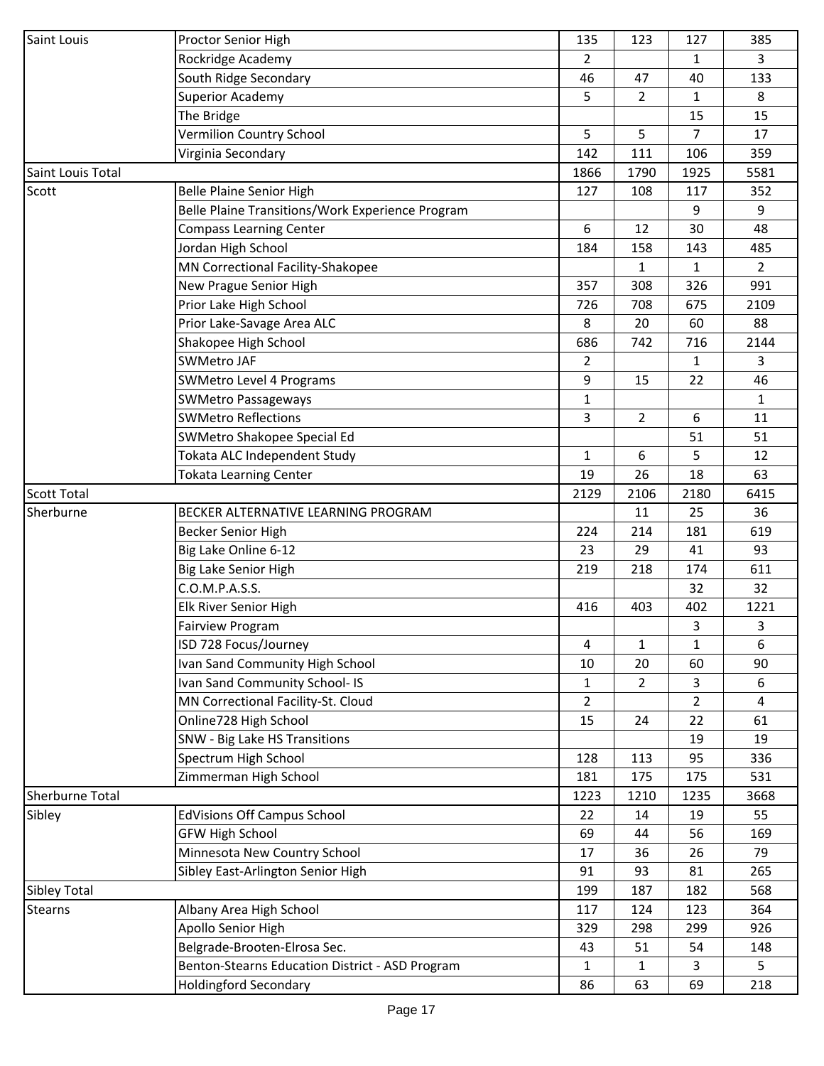| | | | | | |
|---|---|---|---|---|---|
| Saint Louis | Proctor Senior High | 135 | 123 | 127 | 385 |
| | Rockridge Academy | 2 | | 1 | 3 |
| | South Ridge Secondary | 46 | 47 | 40 | 133 |
| | Superior Academy | 5 | 2 | 1 | 8 |
| | The Bridge | | | 15 | 15 |
| | Vermilion Country School | 5 | 5 | 7 | 17 |
| | Virginia Secondary | 142 | 111 | 106 | 359 |
| Saint Louis Total | | 1866 | 1790 | 1925 | 5581 |
| Scott | Belle Plaine Senior High | 127 | 108 | 117 | 352 |
| | Belle Plaine Transitions/Work Experience Program | | | 9 | 9 |
| | Compass Learning Center | 6 | 12 | 30 | 48 |
| | Jordan High School | 184 | 158 | 143 | 485 |
| | MN Correctional Facility-Shakopee | | 1 | 1 | 2 |
| | New Prague Senior High | 357 | 308 | 326 | 991 |
| | Prior Lake High School | 726 | 708 | 675 | 2109 |
| | Prior Lake-Savage Area ALC | 8 | 20 | 60 | 88 |
| | Shakopee High School | 686 | 742 | 716 | 2144 |
| | SWMetro JAF | 2 | | 1 | 3 |
| | SWMetro Level 4 Programs | 9 | 15 | 22 | 46 |
| | SWMetro Passageways | 1 | | | 1 |
| | SWMetro Reflections | 3 | 2 | 6 | 11 |
| | SWMetro Shakopee Special Ed | | | 51 | 51 |
| | Tokata ALC Independent Study | 1 | 6 | 5 | 12 |
| | Tokata Learning Center | 19 | 26 | 18 | 63 |
| Scott Total | | 2129 | 2106 | 2180 | 6415 |
| Sherburne | BECKER ALTERNATIVE LEARNING PROGRAM | | 11 | 25 | 36 |
| | Becker Senior High | 224 | 214 | 181 | 619 |
| | Big Lake Online 6-12 | 23 | 29 | 41 | 93 |
| | Big Lake Senior High | 219 | 218 | 174 | 611 |
| | C.O.M.P.A.S.S. | | | 32 | 32 |
| | Elk River Senior High | 416 | 403 | 402 | 1221 |
| | Fairview Program | | | 3 | 3 |
| | ISD 728 Focus/Journey | 4 | 1 | 1 | 6 |
| | Ivan Sand Community High School | 10 | 20 | 60 | 90 |
| | Ivan Sand Community School- IS | 1 | 2 | 3 | 6 |
| | MN Correctional Facility-St. Cloud | 2 | | 2 | 4 |
| | Online728 High School | 15 | 24 | 22 | 61 |
| | SNW - Big Lake HS Transitions | | | 19 | 19 |
| | Spectrum High School | 128 | 113 | 95 | 336 |
| | Zimmerman High School | 181 | 175 | 175 | 531 |
| Sherburne Total | | 1223 | 1210 | 1235 | 3668 |
| Sibley | EdVisions Off Campus School | 22 | 14 | 19 | 55 |
| | GFW High School | 69 | 44 | 56 | 169 |
| | Minnesota New Country School | 17 | 36 | 26 | 79 |
| | Sibley East-Arlington Senior High | 91 | 93 | 81 | 265 |
| Sibley Total | | 199 | 187 | 182 | 568 |
| Stearns | Albany Area High School | 117 | 124 | 123 | 364 |
| | Apollo Senior High | 329 | 298 | 299 | 926 |
| | Belgrade-Brooten-Elrosa Sec. | 43 | 51 | 54 | 148 |
| | Benton-Stearns Education District - ASD Program | 1 | 1 | 3 | 5 |
| | Holdingford Secondary | 86 | 63 | 69 | 218 |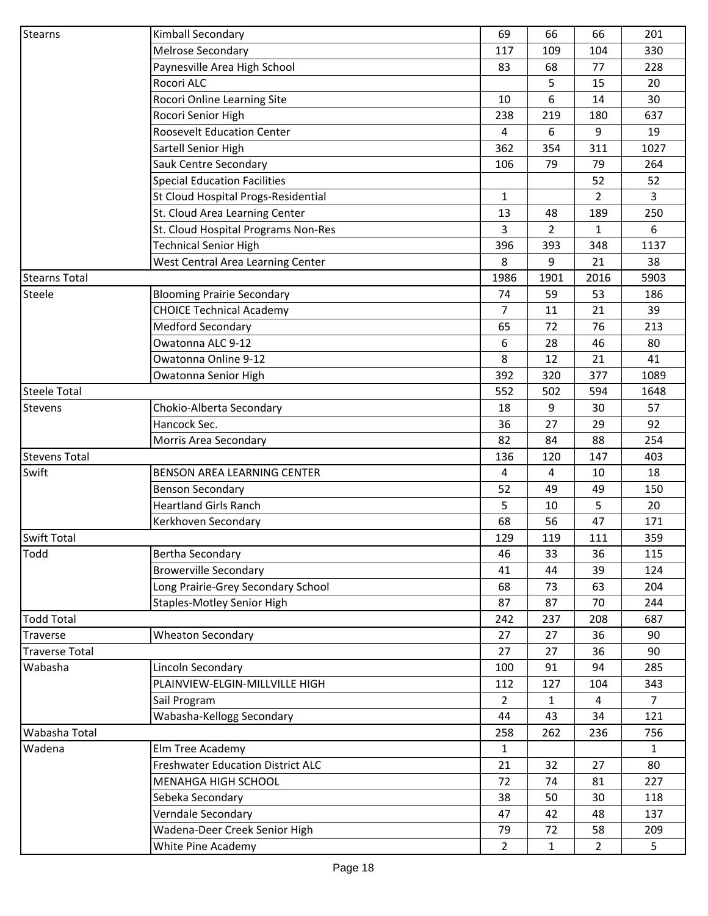| | | | | | |
|---|---|---|---|---|---|
| Stearns | Kimball Secondary | 69 | 66 | 66 | 201 |
| | Melrose Secondary | 117 | 109 | 104 | 330 |
| | Paynesville Area High School | 83 | 68 | 77 | 228 |
| | Rocori ALC | | 5 | 15 | 20 |
| | Rocori Online Learning Site | 10 | 6 | 14 | 30 |
| | Rocori Senior High | 238 | 219 | 180 | 637 |
| | Roosevelt Education Center | 4 | 6 | 9 | 19 |
| | Sartell Senior High | 362 | 354 | 311 | 1027 |
| | Sauk Centre Secondary | 106 | 79 | 79 | 264 |
| | Special Education Facilities | | | 52 | 52 |
| | St Cloud Hospital Progs-Residential | 1 | | 2 | 3 |
| | St. Cloud Area Learning Center | 13 | 48 | 189 | 250 |
| | St. Cloud Hospital Programs Non-Res | 3 | 2 | 1 | 6 |
| | Technical Senior High | 396 | 393 | 348 | 1137 |
| | West Central Area Learning Center | 8 | 9 | 21 | 38 |
| Stearns Total | | 1986 | 1901 | 2016 | 5903 |
| Steele | Blooming Prairie Secondary | 74 | 59 | 53 | 186 |
| | CHOICE Technical Academy | 7 | 11 | 21 | 39 |
| | Medford Secondary | 65 | 72 | 76 | 213 |
| | Owatonna ALC 9-12 | 6 | 28 | 46 | 80 |
| | Owatonna Online 9-12 | 8 | 12 | 21 | 41 |
| | Owatonna Senior High | 392 | 320 | 377 | 1089 |
| Steele Total | | 552 | 502 | 594 | 1648 |
| Stevens | Chokio-Alberta Secondary | 18 | 9 | 30 | 57 |
| | Hancock Sec. | 36 | 27 | 29 | 92 |
| | Morris Area Secondary | 82 | 84 | 88 | 254 |
| Stevens Total | | 136 | 120 | 147 | 403 |
| Swift | BENSON AREA LEARNING CENTER | 4 | 4 | 10 | 18 |
| | Benson Secondary | 52 | 49 | 49 | 150 |
| | Heartland Girls Ranch | 5 | 10 | 5 | 20 |
| | Kerkhoven Secondary | 68 | 56 | 47 | 171 |
| Swift Total | | 129 | 119 | 111 | 359 |
| Todd | Bertha Secondary | 46 | 33 | 36 | 115 |
| | Browerville Secondary | 41 | 44 | 39 | 124 |
| | Long Prairie-Grey Secondary School | 68 | 73 | 63 | 204 |
| | Staples-Motley Senior High | 87 | 87 | 70 | 244 |
| Todd Total | | 242 | 237 | 208 | 687 |
| Traverse | Wheaton Secondary | 27 | 27 | 36 | 90 |
| Traverse Total | | 27 | 27 | 36 | 90 |
| Wabasha | Lincoln Secondary | 100 | 91 | 94 | 285 |
| | PLAINVIEW-ELGIN-MILLVILLE HIGH | 112 | 127 | 104 | 343 |
| | Sail Program | 2 | 1 | 4 | 7 |
| | Wabasha-Kellogg Secondary | 44 | 43 | 34 | 121 |
| Wabasha Total | | 258 | 262 | 236 | 756 |
| Wadena | Elm Tree Academy | 1 | | | 1 |
| | Freshwater Education District ALC | 21 | 32 | 27 | 80 |
| | MENAHGA HIGH SCHOOL | 72 | 74 | 81 | 227 |
| | Sebeka Secondary | 38 | 50 | 30 | 118 |
| | Verndale Secondary | 47 | 42 | 48 | 137 |
| | Wadena-Deer Creek Senior High | 79 | 72 | 58 | 209 |
| | White Pine Academy | 2 | 1 | 2 | 5 |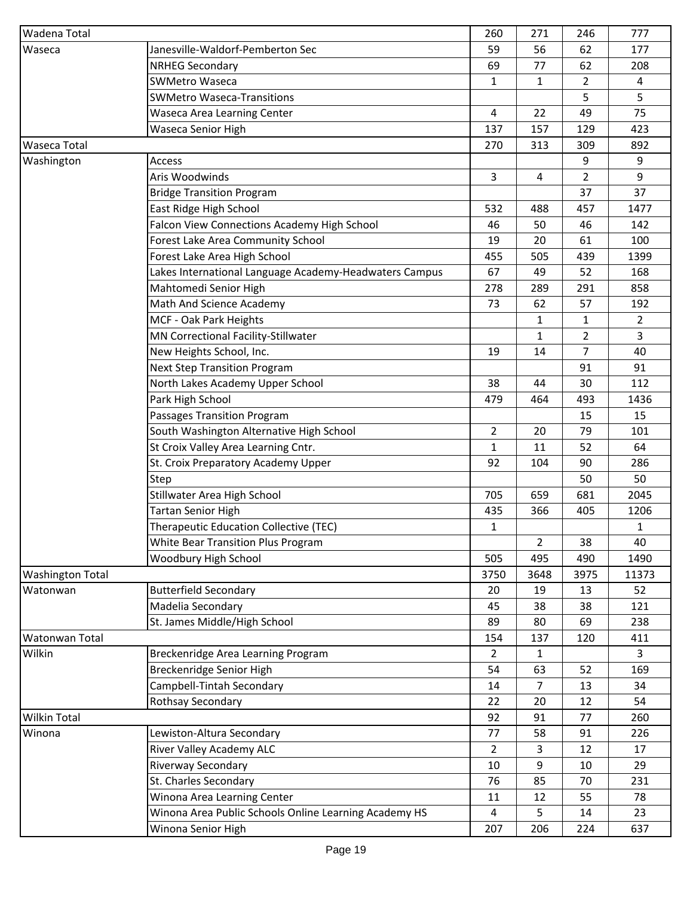| Wadena Total | | 260 | 271 | 246 | 777 |
|---|---|---|---|---|---|
| Waseca | Janesville-Waldorf-Pemberton Sec | 59 | 56 | 62 | 177 |
| | NRHEG Secondary | 69 | 77 | 62 | 208 |
| | SWMetro Waseca | 1 | 1 | 2 | 4 |
| | SWMetro Waseca-Transitions | | | 5 | 5 |
| | Waseca Area Learning Center | 4 | 22 | 49 | 75 |
| | Waseca Senior High | 137 | 157 | 129 | 423 |
| Waseca Total | | 270 | 313 | 309 | 892 |
| Washington | Access | | | 9 | 9 |
| | Aris Woodwinds | 3 | 4 | 2 | 9 |
| | Bridge Transition Program | | | 37 | 37 |
| | East Ridge High School | 532 | 488 | 457 | 1477 |
| | Falcon View Connections Academy High School | 46 | 50 | 46 | 142 |
| | Forest Lake Area Community School | 19 | 20 | 61 | 100 |
| | Forest Lake Area High School | 455 | 505 | 439 | 1399 |
| | Lakes International Language Academy-Headwaters Campus | 67 | 49 | 52 | 168 |
| | Mahtomedi Senior High | 278 | 289 | 291 | 858 |
| | Math And Science Academy | 73 | 62 | 57 | 192 |
| | MCF - Oak Park Heights | | 1 | 1 | 2 |
| | MN Correctional Facility-Stillwater | | 1 | 2 | 3 |
| | New Heights School, Inc. | 19 | 14 | 7 | 40 |
| | Next Step Transition Program | | | 91 | 91 |
| | North Lakes Academy Upper School | 38 | 44 | 30 | 112 |
| | Park High School | 479 | 464 | 493 | 1436 |
| | Passages Transition Program | | | 15 | 15 |
| | South Washington Alternative High School | 2 | 20 | 79 | 101 |
| | St Croix Valley Area Learning Cntr. | 1 | 11 | 52 | 64 |
| | St. Croix Preparatory Academy Upper | 92 | 104 | 90 | 286 |
| | Step | | | 50 | 50 |
| | Stillwater Area High School | 705 | 659 | 681 | 2045 |
| | Tartan Senior High | 435 | 366 | 405 | 1206 |
| | Therapeutic Education Collective (TEC) | 1 | | | 1 |
| | White Bear Transition Plus Program | | 2 | 38 | 40 |
| | Woodbury High School | 505 | 495 | 490 | 1490 |
| Washington Total | | 3750 | 3648 | 3975 | 11373 |
| Watonwan | Butterfield Secondary | 20 | 19 | 13 | 52 |
| | Madelia Secondary | 45 | 38 | 38 | 121 |
| | St. James Middle/High School | 89 | 80 | 69 | 238 |
| Watonwan Total | | 154 | 137 | 120 | 411 |
| Wilkin | Breckenridge Area Learning Program | 2 | 1 | | 3 |
| | Breckenridge Senior High | 54 | 63 | 52 | 169 |
| | Campbell-Tintah Secondary | 14 | 7 | 13 | 34 |
| | Rothsay Secondary | 22 | 20 | 12 | 54 |
| Wilkin Total | | 92 | 91 | 77 | 260 |
| Winona | Lewiston-Altura Secondary | 77 | 58 | 91 | 226 |
| | River Valley Academy ALC | 2 | 3 | 12 | 17 |
| | Riverway Secondary | 10 | 9 | 10 | 29 |
| | St. Charles Secondary | 76 | 85 | 70 | 231 |
| | Winona Area Learning Center | 11 | 12 | 55 | 78 |
| | Winona Area Public Schools Online Learning Academy HS | 4 | 5 | 14 | 23 |
| | Winona Senior High | 207 | 206 | 224 | 637 |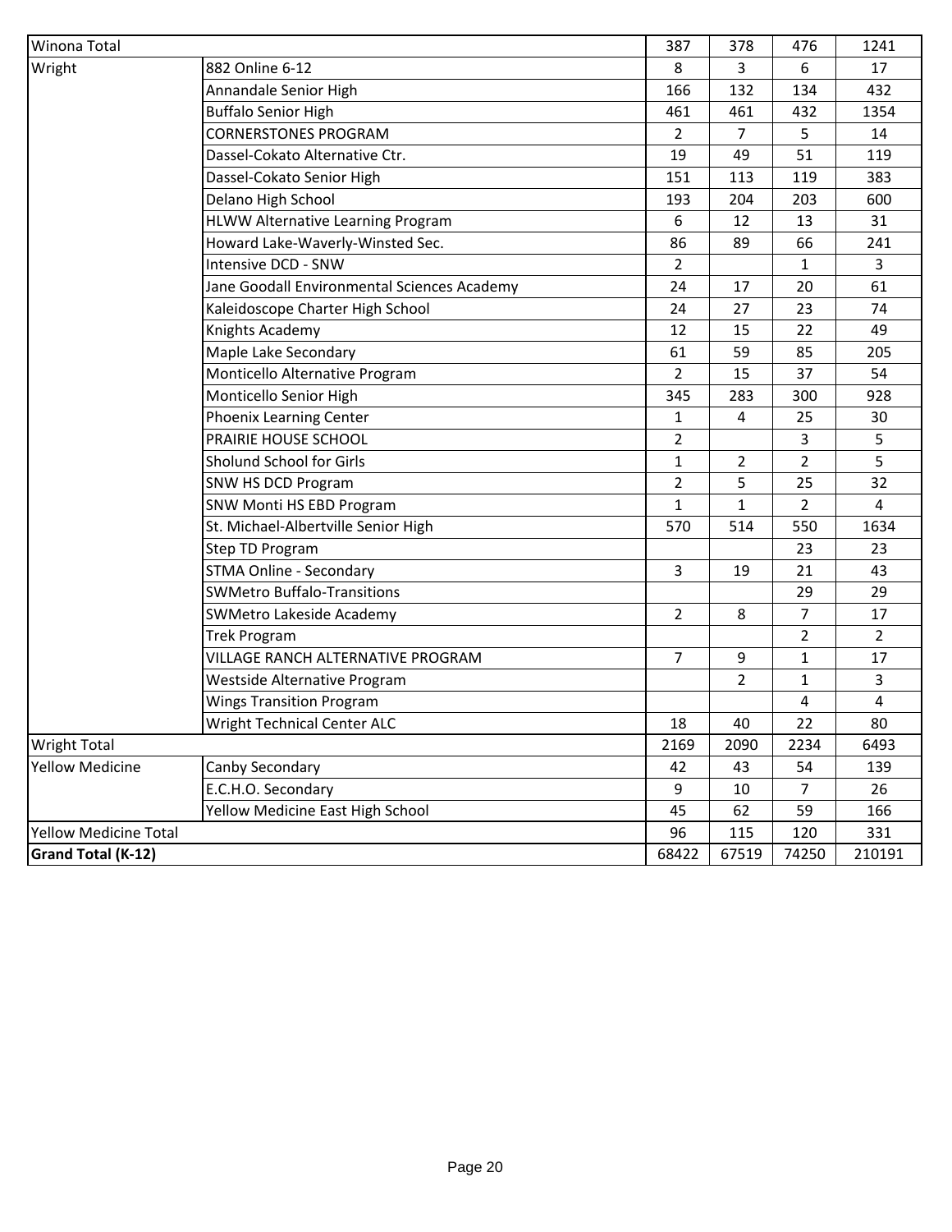| | | | | | |
|---|---|---|---|---|---|
| Winona Total | | 387 | 378 | 476 | 1241 |
| Wright | 882 Online 6-12 | 8 | 3 | 6 | 17 |
| | Annandale Senior High | 166 | 132 | 134 | 432 |
| | Buffalo Senior High | 461 | 461 | 432 | 1354 |
| | CORNERSTONES PROGRAM | 2 | 7 | 5 | 14 |
| | Dassel-Cokato Alternative Ctr. | 19 | 49 | 51 | 119 |
| | Dassel-Cokato Senior High | 151 | 113 | 119 | 383 |
| | Delano High School | 193 | 204 | 203 | 600 |
| | HLWW Alternative Learning Program | 6 | 12 | 13 | 31 |
| | Howard Lake-Waverly-Winsted Sec. | 86 | 89 | 66 | 241 |
| | Intensive DCD - SNW | 2 | | 1 | 3 |
| | Jane Goodall Environmental Sciences Academy | 24 | 17 | 20 | 61 |
| | Kaleidoscope Charter High School | 24 | 27 | 23 | 74 |
| | Knights Academy | 12 | 15 | 22 | 49 |
| | Maple Lake Secondary | 61 | 59 | 85 | 205 |
| | Monticello Alternative Program | 2 | 15 | 37 | 54 |
| | Monticello Senior High | 345 | 283 | 300 | 928 |
| | Phoenix Learning Center | 1 | 4 | 25 | 30 |
| | PRAIRIE HOUSE SCHOOL | 2 | | 3 | 5 |
| | Sholund School for Girls | 1 | 2 | 2 | 5 |
| | SNW HS DCD Program | 2 | 5 | 25 | 32 |
| | SNW Monti HS EBD Program | 1 | 1 | 2 | 4 |
| | St. Michael-Albertville Senior High | 570 | 514 | 550 | 1634 |
| | Step TD Program | | | 23 | 23 |
| | STMA Online - Secondary | 3 | 19 | 21 | 43 |
| | SWMetro Buffalo-Transitions | | | 29 | 29 |
| | SWMetro Lakeside Academy | 2 | 8 | 7 | 17 |
| | Trek Program | | | 2 | 2 |
| | VILLAGE RANCH ALTERNATIVE PROGRAM | 7 | 9 | 1 | 17 |
| | Westside Alternative Program | | 2 | 1 | 3 |
| | Wings Transition Program | | | 4 | 4 |
| | Wright Technical Center ALC | 18 | 40 | 22 | 80 |
| Wright Total | | 2169 | 2090 | 2234 | 6493 |
| Yellow Medicine | Canby Secondary | 42 | 43 | 54 | 139 |
| | E.C.H.O. Secondary | 9 | 10 | 7 | 26 |
| | Yellow Medicine East High School | 45 | 62 | 59 | 166 |
| Yellow Medicine Total | | 96 | 115 | 120 | 331 |
| **Grand Total (K-12)** | | 68422 | 67519 | 74250 | 210191 |